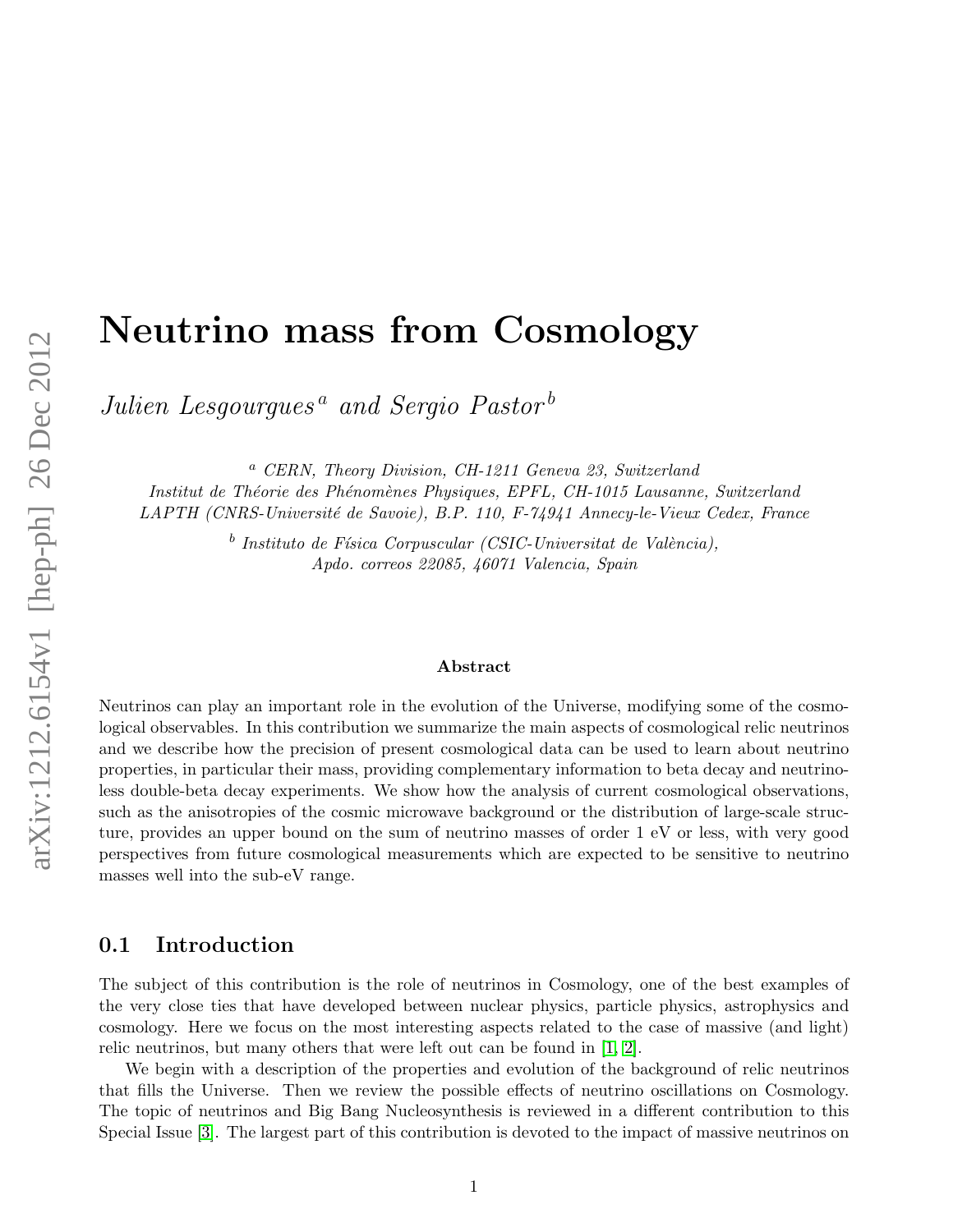# Neutrino mass from Cosmology

*Julien Lesgourgues*[a] *and Sergio Pastor*[b]

[a] *CERN, Theory Division, CH-1211 Geneva 23, Switzerland*
*Institut de Théorie des Phénomènes Physiques, EPFL, CH-1015 Lausanne, Switzerland*
*LAPTH (CNRS-Université de Savoie), B.P. 110, F-74941 Annecy-le-Vieux Cedex, France*

[b] *Instituto de Física Corpuscular (CSIC-Universitat de València),*
*Apdo. correos 22085, 46071 Valencia, Spain*

**Abstract**

Neutrinos can play an important role in the evolution of the Universe, modifying some of the cosmological observables. In this contribution we summarize the main aspects of cosmological relic neutrinos and we describe how the precision of present cosmological data can be used to learn about neutrino properties, in particular their mass, providing complementary information to beta decay and neutrinoless double-beta decay experiments. We show how the analysis of current cosmological observations, such as the anisotropies of the cosmic microwave background or the distribution of large-scale structure, provides an upper bound on the sum of neutrino masses of order 1 eV or less, with very good perspectives from future cosmological measurements which are expected to be sensitive to neutrino masses well into the sub-eV range.

## 0.1 Introduction

The subject of this contribution is the role of neutrinos in Cosmology, one of the best examples of the very close ties that have developed between nuclear physics, particle physics, astrophysics and cosmology. Here we focus on the most interesting aspects related to the case of massive (and light) relic neutrinos, but many others that were left out can be found in [1, 2].

We begin with a description of the properties and evolution of the background of relic neutrinos that fills the Universe. Then we review the possible effects of neutrino oscillations on Cosmology. The topic of neutrinos and Big Bang Nucleosynthesis is reviewed in a different contribution to this Special Issue [3]. The largest part of this contribution is devoted to the impact of massive neutrinos on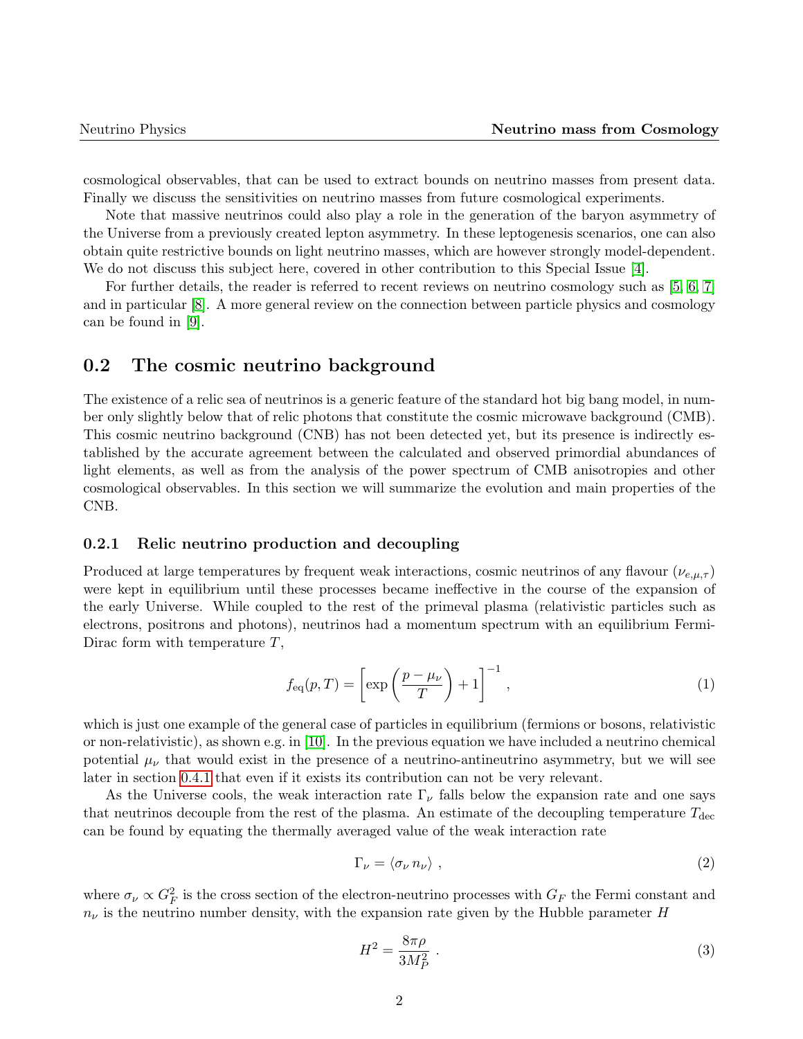cosmological observables, that can be used to extract bounds on neutrino masses from present data. Finally we discuss the sensitivities on neutrino masses from future cosmological experiments.

Note that massive neutrinos could also play a role in the generation of the baryon asymmetry of the Universe from a previously created lepton asymmetry. In these leptogenesis scenarios, one can also obtain quite restrictive bounds on light neutrino masses, which are however strongly model-dependent. We do not discuss this subject here, covered in other contribution to this Special Issue [4].

For further details, the reader is referred to recent reviews on neutrino cosmology such as [5, 6, 7] and in particular [8]. A more general review on the connection between particle physics and cosmology can be found in [9].

## 0.2 The cosmic neutrino background

The existence of a relic sea of neutrinos is a generic feature of the standard hot big bang model, in number only slightly below that of relic photons that constitute the cosmic microwave background (CMB). This cosmic neutrino background (CNB) has not been detected yet, but its presence is indirectly established by the accurate agreement between the calculated and observed primordial abundances of light elements, as well as from the analysis of the power spectrum of CMB anisotropies and other cosmological observables. In this section we will summarize the evolution and main properties of the CNB.

### 0.2.1 Relic neutrino production and decoupling

Produced at large temperatures by frequent weak interactions, cosmic neutrinos of any flavour ($\nu_{e,\mu,\tau}$) were kept in equilibrium until these processes became ineffective in the course of the expansion of the early Universe. While coupled to the rest of the primeval plasma (relativistic particles such as electrons, positrons and photons), neutrinos had a momentum spectrum with an equilibrium Fermi-Dirac form with temperature $T$,

$$f_{\rm eq}(p,T) = \left[\exp\left(\frac{p-\mu_\nu}{T}\right)+1\right]^{-1} , \tag{1}$$

which is just one example of the general case of particles in equilibrium (fermions or bosons, relativistic or non-relativistic), as shown e.g. in [10]. In the previous equation we have included a neutrino chemical potential $\mu_\nu$ that would exist in the presence of a neutrino-antineutrino asymmetry, but we will see later in section 0.4.1 that even if it exists its contribution can not be very relevant.

As the Universe cools, the weak interaction rate $\Gamma_\nu$ falls below the expansion rate and one says that neutrinos decouple from the rest of the plasma. An estimate of the decoupling temperature $T_{\rm dec}$ can be found by equating the thermally averaged value of the weak interaction rate

$$\Gamma_\nu = \langle \sigma_\nu \, n_\nu \rangle \ , \tag{2}$$

where $\sigma_\nu \propto G_F^2$ is the cross section of the electron-neutrino processes with $G_F$ the Fermi constant and $n_\nu$ is the neutrino number density, with the expansion rate given by the Hubble parameter $H$

$$H^2 = \frac{8\pi\rho}{3M_P^2} \ . \tag{3}$$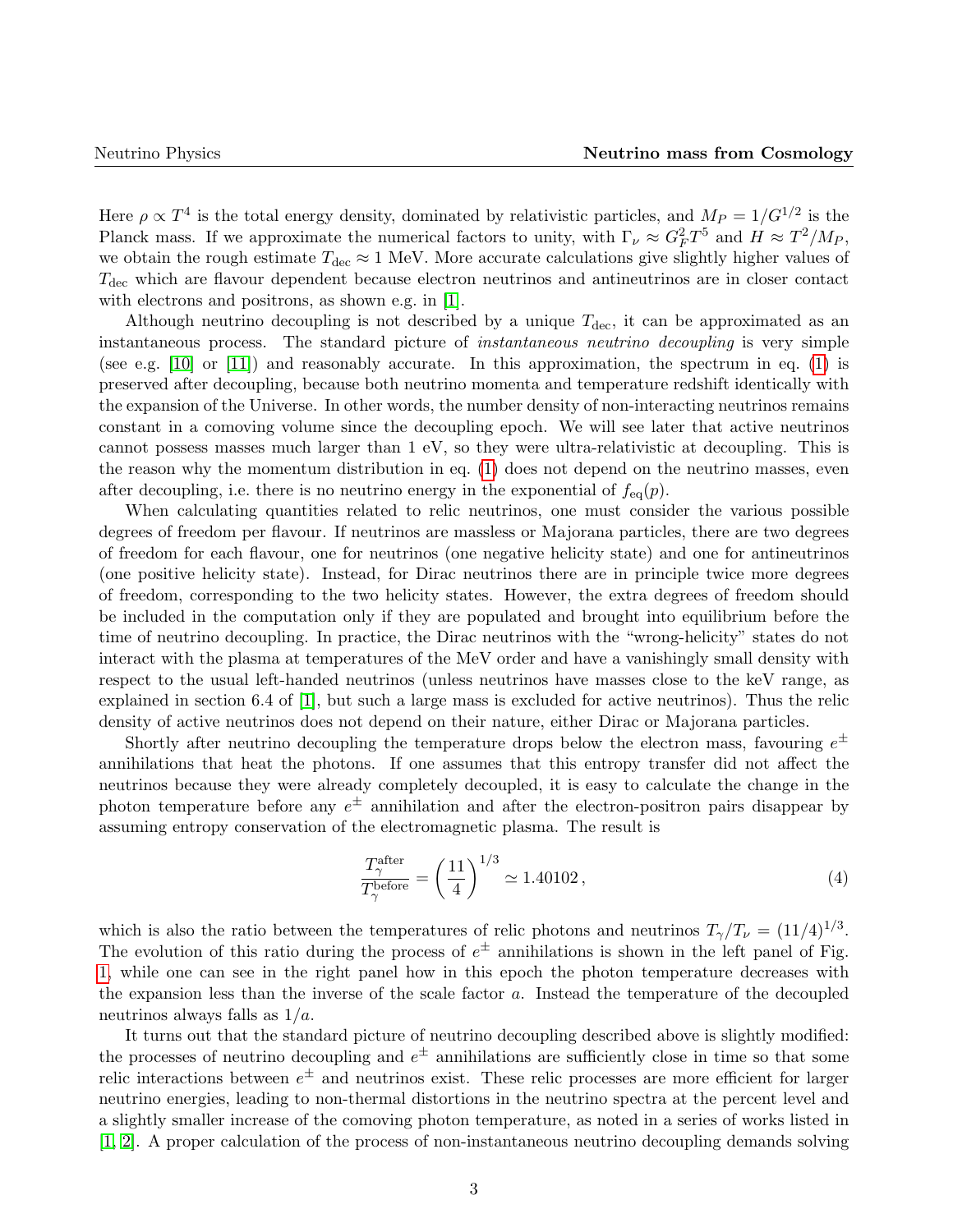Here $\rho \propto T^4$ is the total energy density, dominated by relativistic particles, and $M_P = 1/G^{1/2}$ is the Planck mass. If we approximate the numerical factors to unity, with $\Gamma_\nu \approx G_F^2 T^5$ and $H \approx T^2/M_P$, we obtain the rough estimate $T_{\rm dec} \approx 1$ MeV. More accurate calculations give slightly higher values of $T_{\rm dec}$ which are flavour dependent because electron neutrinos and antineutrinos are in closer contact with electrons and positrons, as shown e.g. in [1].

Although neutrino decoupling is not described by a unique $T_{\rm dec}$, it can be approximated as an instantaneous process. The standard picture of *instantaneous neutrino decoupling* is very simple (see e.g. [10] or [11]) and reasonably accurate. In this approximation, the spectrum in eq. (1) is preserved after decoupling, because both neutrino momenta and temperature redshift identically with the expansion of the Universe. In other words, the number density of non-interacting neutrinos remains constant in a comoving volume since the decoupling epoch. We will see later that active neutrinos cannot possess masses much larger than 1 eV, so they were ultra-relativistic at decoupling. This is the reason why the momentum distribution in eq. (1) does not depend on the neutrino masses, even after decoupling, i.e. there is no neutrino energy in the exponential of $f_{\rm eq}(p)$.

When calculating quantities related to relic neutrinos, one must consider the various possible degrees of freedom per flavour. If neutrinos are massless or Majorana particles, there are two degrees of freedom for each flavour, one for neutrinos (one negative helicity state) and one for antineutrinos (one positive helicity state). Instead, for Dirac neutrinos there are in principle twice more degrees of freedom, corresponding to the two helicity states. However, the extra degrees of freedom should be included in the computation only if they are populated and brought into equilibrium before the time of neutrino decoupling. In practice, the Dirac neutrinos with the "wrong-helicity" states do not interact with the plasma at temperatures of the MeV order and have a vanishingly small density with respect to the usual left-handed neutrinos (unless neutrinos have masses close to the keV range, as explained in section 6.4 of [1], but such a large mass is excluded for active neutrinos). Thus the relic density of active neutrinos does not depend on their nature, either Dirac or Majorana particles.

Shortly after neutrino decoupling the temperature drops below the electron mass, favouring $e^\pm$ annihilations that heat the photons. If one assumes that this entropy transfer did not affect the neutrinos because they were already completely decoupled, it is easy to calculate the change in the photon temperature before any $e^\pm$ annihilation and after the electron-positron pairs disappear by assuming entropy conservation of the electromagnetic plasma. The result is

$$\frac{T_\gamma^{\rm after}}{T_\gamma^{\rm before}} = \left(\frac{11}{4}\right)^{1/3} \simeq 1.40102\,, \tag{4}$$

which is also the ratio between the temperatures of relic photons and neutrinos $T_\gamma/T_\nu = (11/4)^{1/3}$. The evolution of this ratio during the process of $e^\pm$ annihilations is shown in the left panel of Fig. 1, while one can see in the right panel how in this epoch the photon temperature decreases with the expansion less than the inverse of the scale factor $a$. Instead the temperature of the decoupled neutrinos always falls as $1/a$.

It turns out that the standard picture of neutrino decoupling described above is slightly modified: the processes of neutrino decoupling and $e^\pm$ annihilations are sufficiently close in time so that some relic interactions between $e^\pm$ and neutrinos exist. These relic processes are more efficient for larger neutrino energies, leading to non-thermal distortions in the neutrino spectra at the percent level and a slightly smaller increase of the comoving photon temperature, as noted in a series of works listed in [1, 2]. A proper calculation of the process of non-instantaneous neutrino decoupling demands solving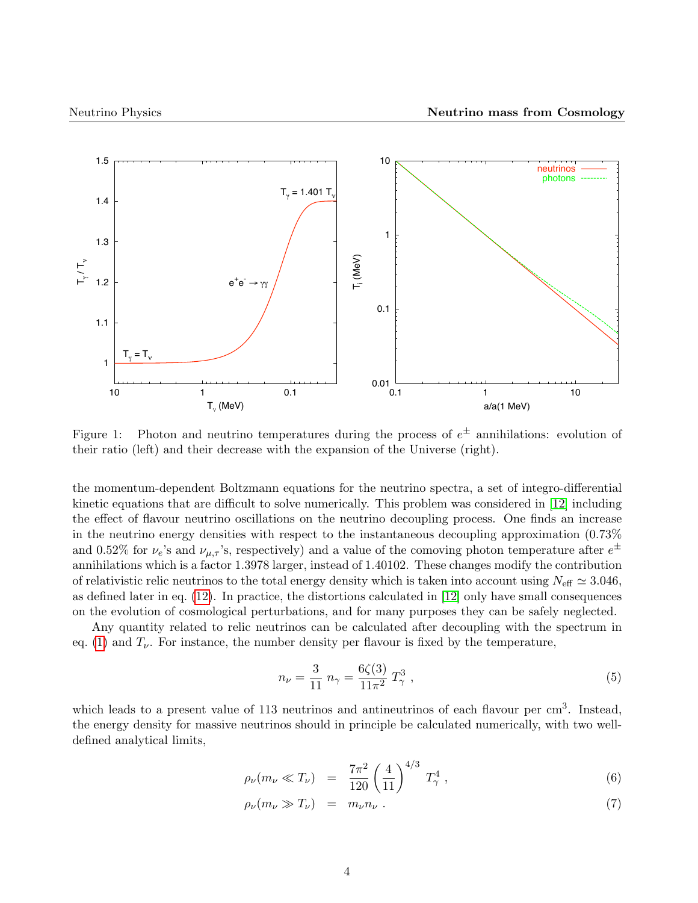Figure 1: Photon and neutrino temperatures during the process of $e^{\pm}$ annihilations: evolution of their ratio (left) and their decrease with the expansion of the Universe (right).

the momentum-dependent Boltzmann equations for the neutrino spectra, a set of integro-differential kinetic equations that are difficult to solve numerically. This problem was considered in [12] including the effect of flavour neutrino oscillations on the neutrino decoupling process. One finds an increase in the neutrino energy densities with respect to the instantaneous decoupling approximation (0.73% and 0.52% for $\nu_e$'s and $\nu_{\mu,\tau}$'s, respectively) and a value of the comoving photon temperature after $e^{\pm}$ annihilations which is a factor 1.3978 larger, instead of 1.40102. These changes modify the contribution of relativistic relic neutrinos to the total energy density which is taken into account using $N_{\rm eff} \simeq 3.046$, as defined later in eq. (12). In practice, the distortions calculated in [12] only have small consequences on the evolution of cosmological perturbations, and for many purposes they can be safely neglected.

Any quantity related to relic neutrinos can be calculated after decoupling with the spectrum in eq. (1) and $T_\nu$. For instance, the number density per flavour is fixed by the temperature,

$$n_\nu = \frac{3}{11}\, n_\gamma = \frac{6\zeta(3)}{11\pi^2}\, T_\gamma^3 \,, \tag{5}$$

which leads to a present value of 113 neutrinos and antineutrinos of each flavour per cm$^3$. Instead, the energy density for massive neutrinos should in principle be calculated numerically, with two well-defined analytical limits,

$$\rho_\nu(m_\nu \ll T_\nu) = \frac{7\pi^2}{120}\left(\frac{4}{11}\right)^{4/3} T_\gamma^4 \,, \tag{6}$$

$$\rho_\nu(m_\nu \gg T_\nu) = m_\nu n_\nu \,. \tag{7}$$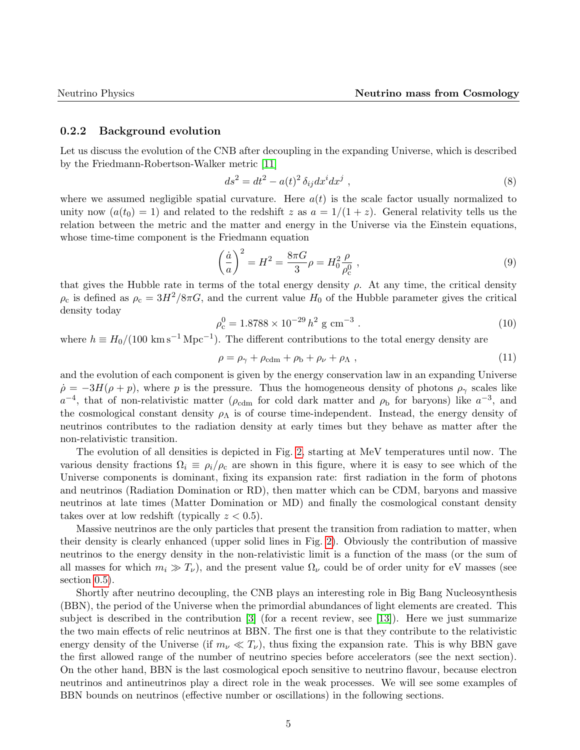### 0.2.2 Background evolution

Let us discuss the evolution of the CNB after decoupling in the expanding Universe, which is described by the Friedmann-Robertson-Walker metric [11]

$$ds^2 = dt^2 - a(t)^2 \, \delta_{ij} dx^i dx^j \; , \tag{8}$$

where we assumed negligible spatial curvature. Here $a(t)$ is the scale factor usually normalized to unity now ($a(t_0) = 1$) and related to the redshift $z$ as $a = 1/(1+z)$. General relativity tells us the relation between the metric and the matter and energy in the Universe via the Einstein equations, whose time-time component is the Friedmann equation

$$\left(\frac{\dot{a}}{a}\right)^2 = H^2 = \frac{8\pi G}{3}\rho = H_0^2 \frac{\rho}{\rho_{\rm c}^0} \; , \tag{9}$$

that gives the Hubble rate in terms of the total energy density $\rho$. At any time, the critical density $\rho_{\rm c}$ is defined as $\rho_{\rm c} = 3H^2/8\pi G$, and the current value $H_0$ of the Hubble parameter gives the critical density today

$$\rho_{\rm c}^0 = 1.8788 \times 10^{-29} \, h^2 \; {\rm g \; cm^{-3}} \; . \tag{10}$$

where $h \equiv H_0/(100 \; {\rm km \, s^{-1} \, Mpc^{-1}})$. The different contributions to the total energy density are

$$\rho = \rho_\gamma + \rho_{\rm cdm} + \rho_{\rm b} + \rho_\nu + \rho_\Lambda \; , \tag{11}$$

and the evolution of each component is given by the energy conservation law in an expanding Universe $\dot{\rho} = -3H(\rho + p)$, where $p$ is the pressure. Thus the homogeneous density of photons $\rho_\gamma$ scales like $a^{-4}$, that of non-relativistic matter ($\rho_{\rm cdm}$ for cold dark matter and $\rho_{\rm b}$ for baryons) like $a^{-3}$, and the cosmological constant density $\rho_\Lambda$ is of course time-independent. Instead, the energy density of neutrinos contributes to the radiation density at early times but they behave as matter after the non-relativistic transition.

The evolution of all densities is depicted in Fig. 2, starting at MeV temperatures until now. The various density fractions $\Omega_i \equiv \rho_i/\rho_{\rm c}$ are shown in this figure, where it is easy to see which of the Universe components is dominant, fixing its expansion rate: first radiation in the form of photons and neutrinos (Radiation Domination or RD), then matter which can be CDM, baryons and massive neutrinos at late times (Matter Domination or MD) and finally the cosmological constant density takes over at low redshift (typically $z < 0.5$).

Massive neutrinos are the only particles that present the transition from radiation to matter, when their density is clearly enhanced (upper solid lines in Fig. 2). Obviously the contribution of massive neutrinos to the energy density in the non-relativistic limit is a function of the mass (or the sum of all masses for which $m_i \gg T_\nu$), and the present value $\Omega_\nu$ could be of order unity for eV masses (see section 0.5).

Shortly after neutrino decoupling, the CNB plays an interesting role in Big Bang Nucleosynthesis (BBN), the period of the Universe when the primordial abundances of light elements are created. This subject is described in the contribution [3] (for a recent review, see [13]). Here we just summarize the two main effects of relic neutrinos at BBN. The first one is that they contribute to the relativistic energy density of the Universe (if $m_\nu \ll T_\nu$), thus fixing the expansion rate. This is why BBN gave the first allowed range of the number of neutrino species before accelerators (see the next section). On the other hand, BBN is the last cosmological epoch sensitive to neutrino flavour, because electron neutrinos and antineutrinos play a direct role in the weak processes. We will see some examples of BBN bounds on neutrinos (effective number or oscillations) in the following sections.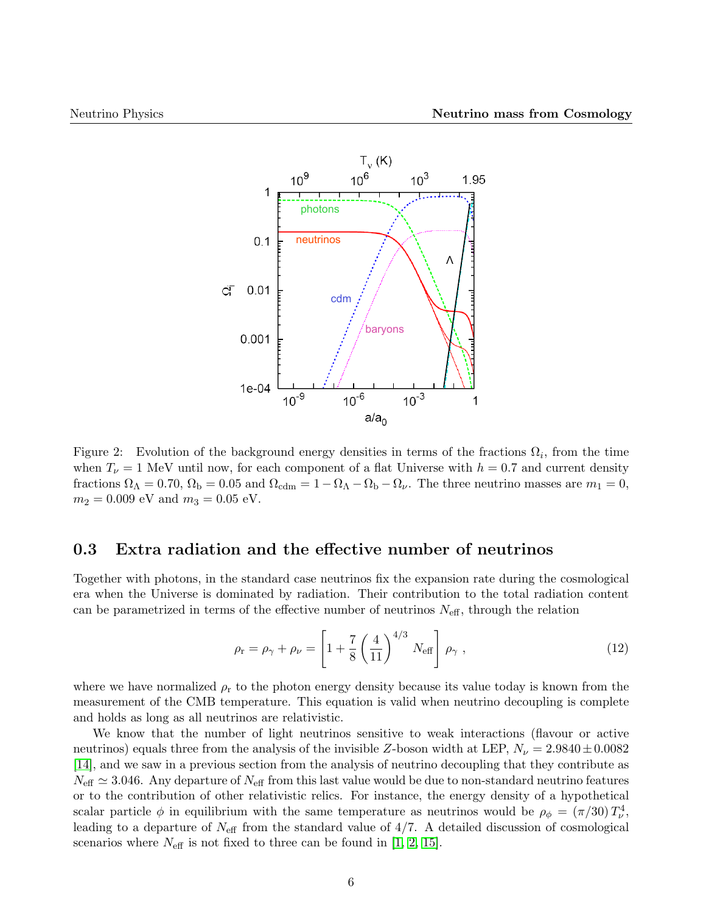Figure 2: Evolution of the background energy densities in terms of the fractions $\Omega_i$, from the time when $T_\nu = 1$ MeV until now, for each component of a flat Universe with $h = 0.7$ and current density fractions $\Omega_\Lambda = 0.70$, $\Omega_{\rm b} = 0.05$ and $\Omega_{\rm cdm} = 1 - \Omega_\Lambda - \Omega_{\rm b} - \Omega_\nu$. The three neutrino masses are $m_1 = 0$, $m_2 = 0.009$ eV and $m_3 = 0.05$ eV.

## 0.3 Extra radiation and the effective number of neutrinos

Together with photons, in the standard case neutrinos fix the expansion rate during the cosmological era when the Universe is dominated by radiation. Their contribution to the total radiation content can be parametrized in terms of the effective number of neutrinos $N_{\rm eff}$, through the relation

$$\rho_{\rm r} = \rho_\gamma + \rho_\nu = \left[ 1 + \frac{7}{8} \left( \frac{4}{11} \right)^{4/3} N_{\rm eff} \right] \rho_\gamma \,, \tag{12}$$

where we have normalized $\rho_{\rm r}$ to the photon energy density because its value today is known from the measurement of the CMB temperature. This equation is valid when neutrino decoupling is complete and holds as long as all neutrinos are relativistic.

We know that the number of light neutrinos sensitive to weak interactions (flavour or active neutrinos) equals three from the analysis of the invisible $Z$-boson width at LEP, $N_\nu = 2.9840 \pm 0.0082$ [14], and we saw in a previous section from the analysis of neutrino decoupling that they contribute as $N_{\rm eff} \simeq 3.046$. Any departure of $N_{\rm eff}$ from this last value would be due to non-standard neutrino features or to the contribution of other relativistic relics. For instance, the energy density of a hypothetical scalar particle $\phi$ in equilibrium with the same temperature as neutrinos would be $\rho_\phi = (\pi/30)\, T_\nu^4$, leading to a departure of $N_{\rm eff}$ from the standard value of $4/7$. A detailed discussion of cosmological scenarios where $N_{\rm eff}$ is not fixed to three can be found in [1, 2, 15].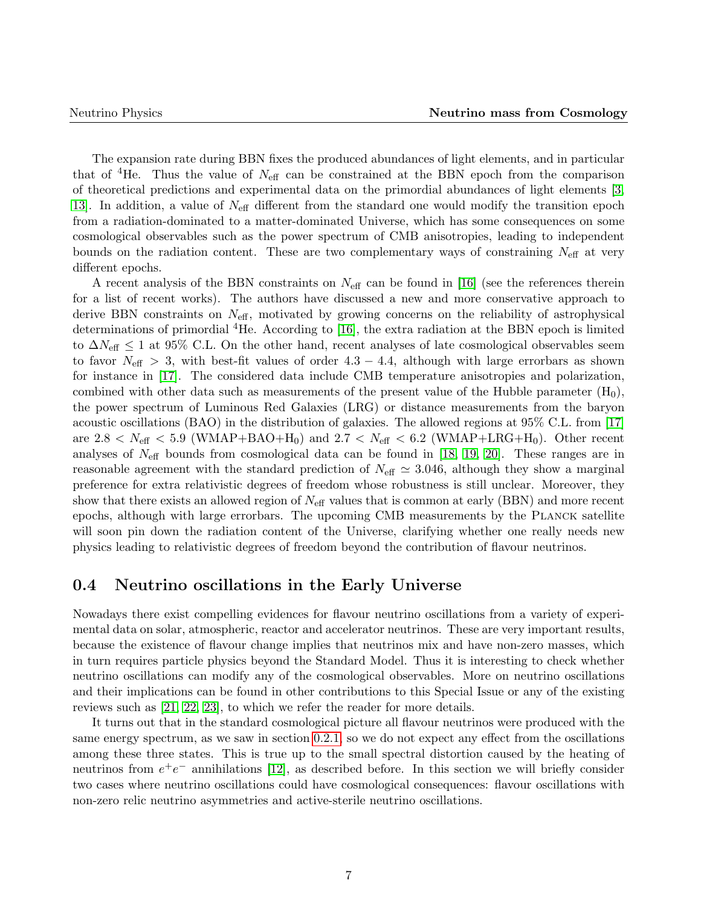The expansion rate during BBN fixes the produced abundances of light elements, and in particular that of $^4$He. Thus the value of $N_{\rm eff}$ can be constrained at the BBN epoch from the comparison of theoretical predictions and experimental data on the primordial abundances of light elements [3, 13]. In addition, a value of $N_{\rm eff}$ different from the standard one would modify the transition epoch from a radiation-dominated to a matter-dominated Universe, which has some consequences on some cosmological observables such as the power spectrum of CMB anisotropies, leading to independent bounds on the radiation content. These are two complementary ways of constraining $N_{\rm eff}$ at very different epochs.

A recent analysis of the BBN constraints on $N_{\rm eff}$ can be found in [16] (see the references therein for a list of recent works). The authors have discussed a new and more conservative approach to derive BBN constraints on $N_{\rm eff}$, motivated by growing concerns on the reliability of astrophysical determinations of primordial $^4$He. According to [16], the extra radiation at the BBN epoch is limited to $\Delta N_{\rm eff} \leq 1$ at 95% C.L. On the other hand, recent analyses of late cosmological observables seem to favor $N_{\rm eff} > 3$, with best-fit values of order $4.3 - 4.4$, although with large errorbars as shown for instance in [17]. The considered data include CMB temperature anisotropies and polarization, combined with other data such as measurements of the present value of the Hubble parameter ($\mathrm{H}_0$), the power spectrum of Luminous Red Galaxies (LRG) or distance measurements from the baryon acoustic oscillations (BAO) in the distribution of galaxies. The allowed regions at 95% C.L. from [17] are $2.8 < N_{\rm eff} < 5.9$ (WMAP+BAO+$\mathrm{H}_0$) and $2.7 < N_{\rm eff} < 6.2$ (WMAP+LRG+$\mathrm{H}_0$). Other recent analyses of $N_{\rm eff}$ bounds from cosmological data can be found in [18, 19, 20]. These ranges are in reasonable agreement with the standard prediction of $N_{\rm eff} \simeq 3.046$, although they show a marginal preference for extra relativistic degrees of freedom whose robustness is still unclear. Moreover, they show that there exists an allowed region of $N_{\rm eff}$ values that is common at early (BBN) and more recent epochs, although with large errorbars. The upcoming CMB measurements by the Planck satellite will soon pin down the radiation content of the Universe, clarifying whether one really needs new physics leading to relativistic degrees of freedom beyond the contribution of flavour neutrinos.

## 0.4 Neutrino oscillations in the Early Universe

Nowadays there exist compelling evidences for flavour neutrino oscillations from a variety of experimental data on solar, atmospheric, reactor and accelerator neutrinos. These are very important results, because the existence of flavour change implies that neutrinos mix and have non-zero masses, which in turn requires particle physics beyond the Standard Model. Thus it is interesting to check whether neutrino oscillations can modify any of the cosmological observables. More on neutrino oscillations and their implications can be found in other contributions to this Special Issue or any of the existing reviews such as [21, 22, 23], to which we refer the reader for more details.

It turns out that in the standard cosmological picture all flavour neutrinos were produced with the same energy spectrum, as we saw in section 0.2.1, so we do not expect any effect from the oscillations among these three states. This is true up to the small spectral distortion caused by the heating of neutrinos from $e^+e^-$ annihilations [12], as described before. In this section we will briefly consider two cases where neutrino oscillations could have cosmological consequences: flavour oscillations with non-zero relic neutrino asymmetries and active-sterile neutrino oscillations.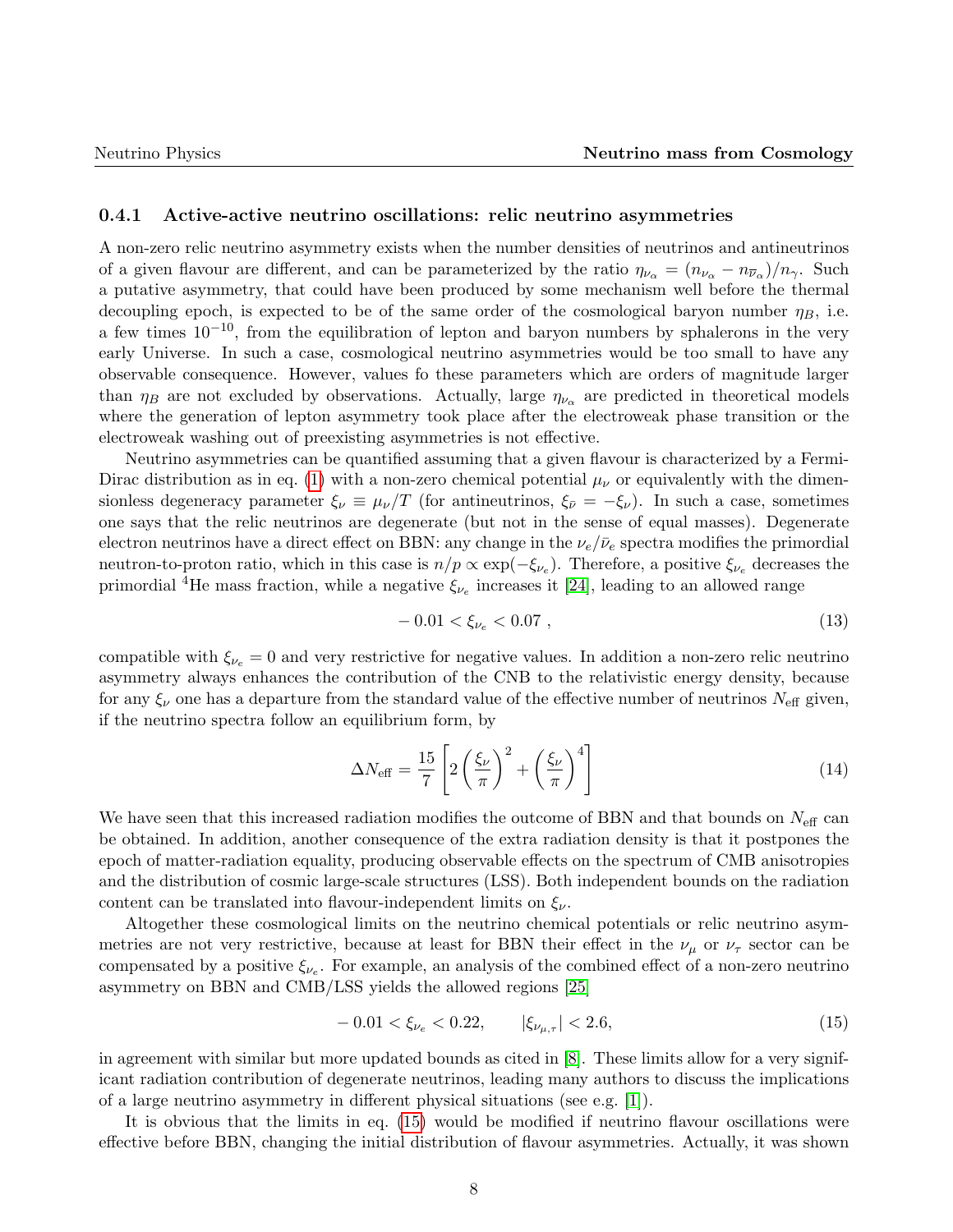### 0.4.1 Active-active neutrino oscillations: relic neutrino asymmetries

A non-zero relic neutrino asymmetry exists when the number densities of neutrinos and antineutrinos of a given flavour are different, and can be parameterized by the ratio $\eta_{\nu_\alpha} = (n_{\nu_\alpha} - n_{\overline{\nu}_\alpha})/n_\gamma$. Such a putative asymmetry, that could have been produced by some mechanism well before the thermal decoupling epoch, is expected to be of the same order of the cosmological baryon number $\eta_B$, i.e. a few times $10^{-10}$, from the equilibration of lepton and baryon numbers by sphalerons in the very early Universe. In such a case, cosmological neutrino asymmetries would be too small to have any observable consequence. However, values fo these parameters which are orders of magnitude larger than $\eta_B$ are not excluded by observations. Actually, large $\eta_{\nu_\alpha}$ are predicted in theoretical models where the generation of lepton asymmetry took place after the electroweak phase transition or the electroweak washing out of preexisting asymmetries is not effective.

Neutrino asymmetries can be quantified assuming that a given flavour is characterized by a Fermi-Dirac distribution as in eq. (1) with a non-zero chemical potential $\mu_\nu$ or equivalently with the dimensionless degeneracy parameter $\xi_\nu \equiv \mu_\nu/T$ (for antineutrinos, $\xi_{\bar{\nu}} = -\xi_\nu$). In such a case, sometimes one says that the relic neutrinos are degenerate (but not in the sense of equal masses). Degenerate electron neutrinos have a direct effect on BBN: any change in the $\nu_e/\bar{\nu}_e$ spectra modifies the primordial neutron-to-proton ratio, which in this case is $n/p \propto \exp(-\xi_{\nu_e})$. Therefore, a positive $\xi_{\nu_e}$ decreases the primordial $^4$He mass fraction, while a negative $\xi_{\nu_e}$ increases it [24], leading to an allowed range

$$-0.01 < \xi_{\nu_e} < 0.07\ , \tag{13}$$

compatible with $\xi_{\nu_e} = 0$ and very restrictive for negative values. In addition a non-zero relic neutrino asymmetry always enhances the contribution of the CNB to the relativistic energy density, because for any $\xi_\nu$ one has a departure from the standard value of the effective number of neutrinos $N_{\rm eff}$ given, if the neutrino spectra follow an equilibrium form, by

$$\Delta N_{\rm eff} = \frac{15}{7}\left[2\left(\frac{\xi_\nu}{\pi}\right)^2 + \left(\frac{\xi_\nu}{\pi}\right)^4\right] \tag{14}$$

We have seen that this increased radiation modifies the outcome of BBN and that bounds on $N_{\rm eff}$ can be obtained. In addition, another consequence of the extra radiation density is that it postpones the epoch of matter-radiation equality, producing observable effects on the spectrum of CMB anisotropies and the distribution of cosmic large-scale structures (LSS). Both independent bounds on the radiation content can be translated into flavour-independent limits on $\xi_\nu$.

Altogether these cosmological limits on the neutrino chemical potentials or relic neutrino asymmetries are not very restrictive, because at least for BBN their effect in the $\nu_\mu$ or $\nu_\tau$ sector can be compensated by a positive $\xi_{\nu_e}$. For example, an analysis of the combined effect of a non-zero neutrino asymmetry on BBN and CMB/LSS yields the allowed regions [25]

$$-0.01 < \xi_{\nu_e} < 0.22, \qquad |\xi_{\nu_{\mu,\tau}}| < 2.6, \tag{15}$$

in agreement with similar but more updated bounds as cited in [8]. These limits allow for a very significant radiation contribution of degenerate neutrinos, leading many authors to discuss the implications of a large neutrino asymmetry in different physical situations (see e.g. [1]).

It is obvious that the limits in eq. (15) would be modified if neutrino flavour oscillations were effective before BBN, changing the initial distribution of flavour asymmetries. Actually, it was shown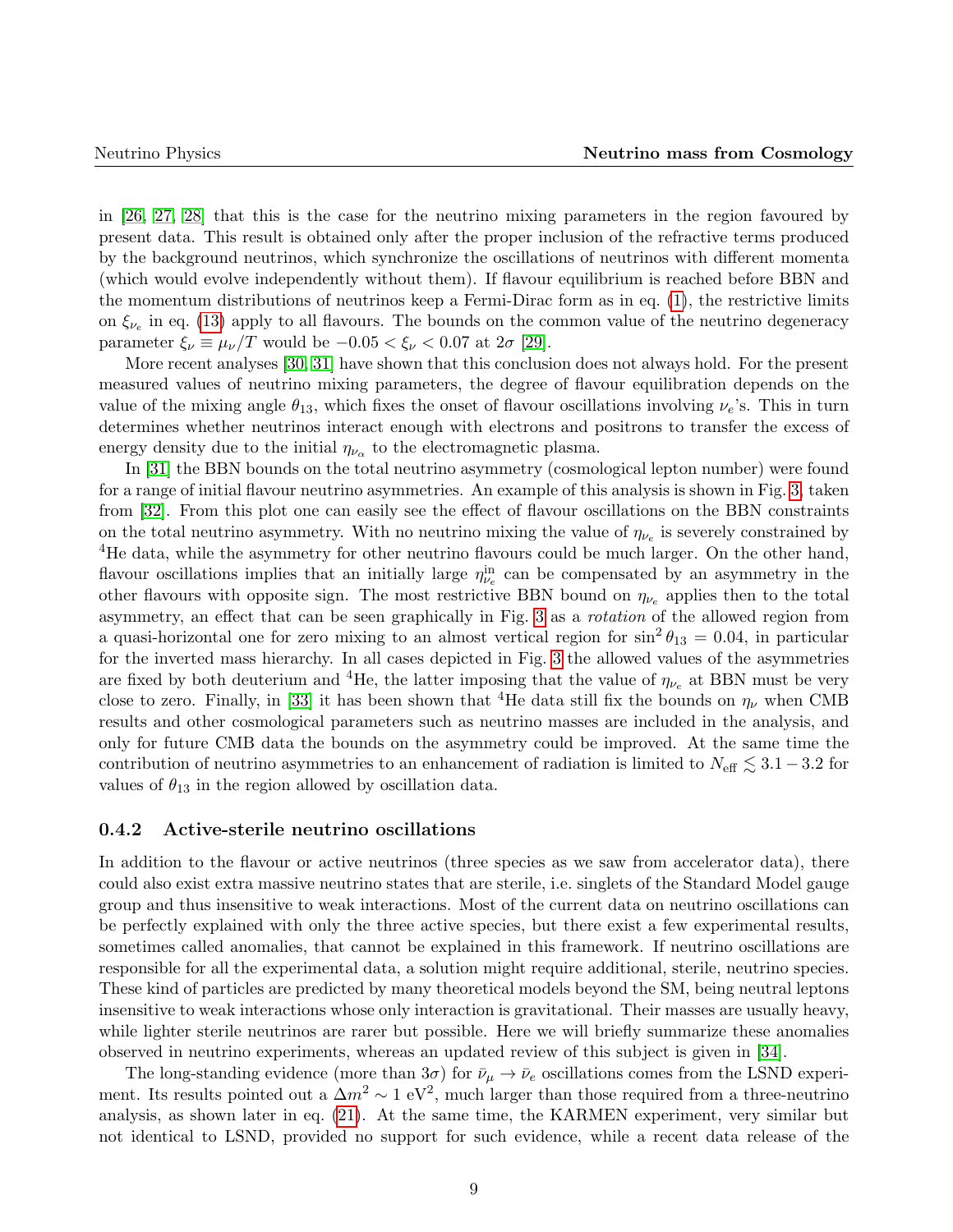in [26, 27, 28] that this is the case for the neutrino mixing parameters in the region favoured by present data. This result is obtained only after the proper inclusion of the refractive terms produced by the background neutrinos, which synchronize the oscillations of neutrinos with different momenta (which would evolve independently without them). If flavour equilibrium is reached before BBN and the momentum distributions of neutrinos keep a Fermi-Dirac form as in eq. (1), the restrictive limits on $\xi_{\nu_e}$ in eq. (13) apply to all flavours. The bounds on the common value of the neutrino degeneracy parameter $\xi_\nu \equiv \mu_\nu/T$ would be $-0.05 < \xi_\nu < 0.07$ at $2\sigma$ [29].

More recent analyses [30, 31] have shown that this conclusion does not always hold. For the present measured values of neutrino mixing parameters, the degree of flavour equilibration depends on the value of the mixing angle $\theta_{13}$, which fixes the onset of flavour oscillations involving $\nu_e$'s. This in turn determines whether neutrinos interact enough with electrons and positrons to transfer the excess of energy density due to the initial $\eta_{\nu_\alpha}$ to the electromagnetic plasma.

In [31] the BBN bounds on the total neutrino asymmetry (cosmological lepton number) were found for a range of initial flavour neutrino asymmetries. An example of this analysis is shown in Fig. 3, taken from [32]. From this plot one can easily see the effect of flavour oscillations on the BBN constraints on the total neutrino asymmetry. With no neutrino mixing the value of $\eta_{\nu_e}$ is severely constrained by $^4$He data, while the asymmetry for other neutrino flavours could be much larger. On the other hand, flavour oscillations implies that an initially large $\eta_{\nu_e}^{\rm in}$ can be compensated by an asymmetry in the other flavours with opposite sign. The most restrictive BBN bound on $\eta_{\nu_e}$ applies then to the total asymmetry, an effect that can be seen graphically in Fig. 3 as a *rotation* of the allowed region from a quasi-horizontal one for zero mixing to an almost vertical region for $\sin^2\theta_{13} = 0.04$, in particular for the inverted mass hierarchy. In all cases depicted in Fig. 3 the allowed values of the asymmetries are fixed by both deuterium and $^4$He, the latter imposing that the value of $\eta_{\nu_e}$ at BBN must be very close to zero. Finally, in [33] it has been shown that $^4$He data still fix the bounds on $\eta_\nu$ when CMB results and other cosmological parameters such as neutrino masses are included in the analysis, and only for future CMB data the bounds on the asymmetry could be improved. At the same time the contribution of neutrino asymmetries to an enhancement of radiation is limited to $N_{\rm eff} \lesssim 3.1 - 3.2$ for values of $\theta_{13}$ in the region allowed by oscillation data.

### 0.4.2 Active-sterile neutrino oscillations

In addition to the flavour or active neutrinos (three species as we saw from accelerator data), there could also exist extra massive neutrino states that are sterile, i.e. singlets of the Standard Model gauge group and thus insensitive to weak interactions. Most of the current data on neutrino oscillations can be perfectly explained with only the three active species, but there exist a few experimental results, sometimes called anomalies, that cannot be explained in this framework. If neutrino oscillations are responsible for all the experimental data, a solution might require additional, sterile, neutrino species. These kind of particles are predicted by many theoretical models beyond the SM, being neutral leptons insensitive to weak interactions whose only interaction is gravitational. Their masses are usually heavy, while lighter sterile neutrinos are rarer but possible. Here we will briefly summarize these anomalies observed in neutrino experiments, whereas an updated review of this subject is given in [34].

The long-standing evidence (more than $3\sigma$) for $\bar{\nu}_\mu \to \bar{\nu}_e$ oscillations comes from the LSND experiment. Its results pointed out a $\Delta m^2 \sim 1$ eV$^2$, much larger than those required from a three-neutrino analysis, as shown later in eq. (21). At the same time, the KARMEN experiment, very similar but not identical to LSND, provided no support for such evidence, while a recent data release of the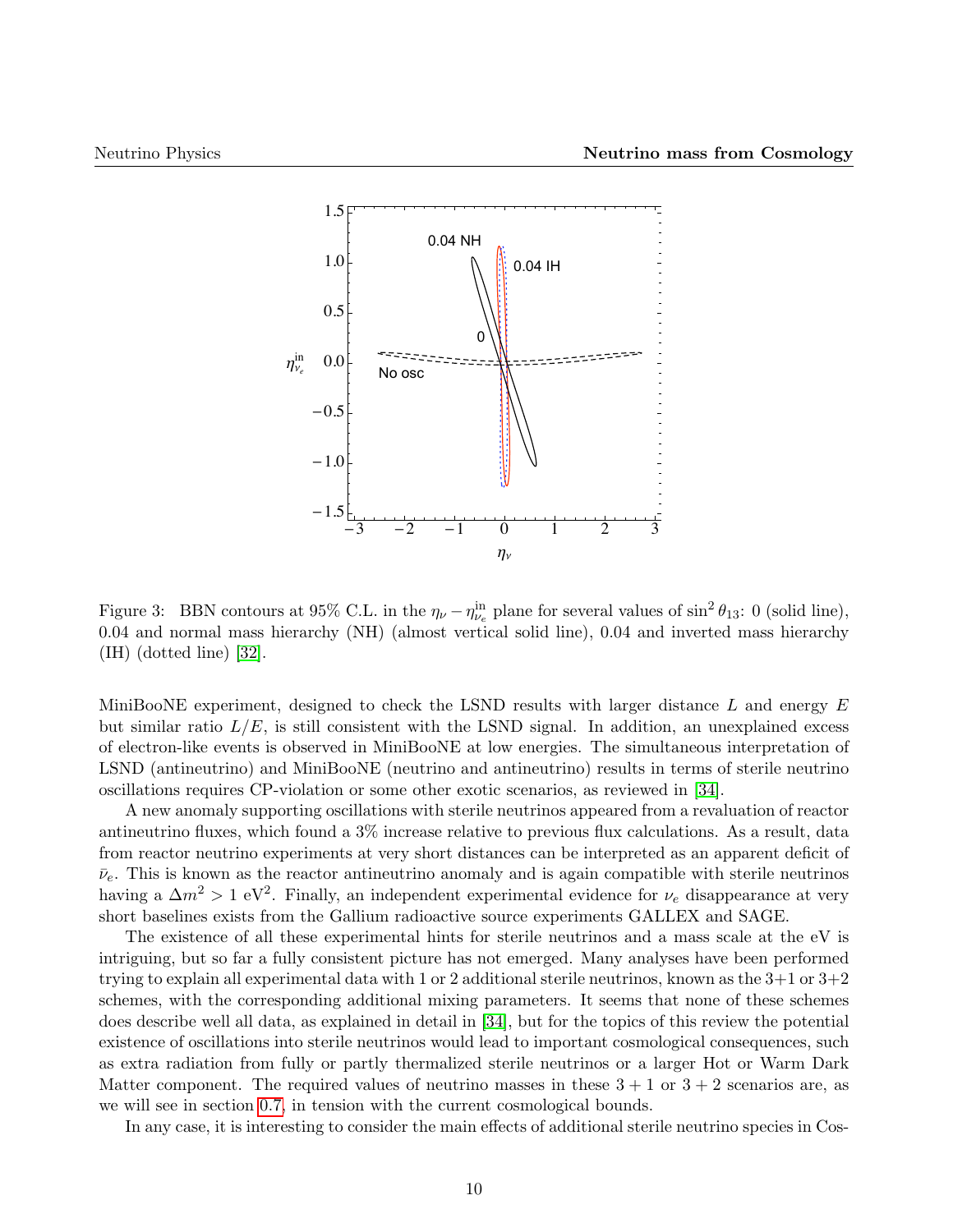Figure 3: BBN contours at 95% C.L. in the $\eta_\nu - \eta_{\nu_e}^{\rm in}$ plane for several values of $\sin^2\theta_{13}$: 0 (solid line), 0.04 and normal mass hierarchy (NH) (almost vertical solid line), 0.04 and inverted mass hierarchy (IH) (dotted line) [32].

MiniBooNE experiment, designed to check the LSND results with larger distance $L$ and energy $E$ but similar ratio $L/E$, is still consistent with the LSND signal. In addition, an unexplained excess of electron-like events is observed in MiniBooNE at low energies. The simultaneous interpretation of LSND (antineutrino) and MiniBooNE (neutrino and antineutrino) results in terms of sterile neutrino oscillations requires CP-violation or some other exotic scenarios, as reviewed in [34].

A new anomaly supporting oscillations with sterile neutrinos appeared from a revaluation of reactor antineutrino fluxes, which found a 3% increase relative to previous flux calculations. As a result, data from reactor neutrino experiments at very short distances can be interpreted as an apparent deficit of $\bar{\nu}_e$. This is known as the reactor antineutrino anomaly and is again compatible with sterile neutrinos having a $\Delta m^2 > 1$ eV$^2$. Finally, an independent experimental evidence for $\nu_e$ disappearance at very short baselines exists from the Gallium radioactive source experiments GALLEX and SAGE.

The existence of all these experimental hints for sterile neutrinos and a mass scale at the eV is intriguing, but so far a fully consistent picture has not emerged. Many analyses have been performed trying to explain all experimental data with 1 or 2 additional sterile neutrinos, known as the 3+1 or 3+2 schemes, with the corresponding additional mixing parameters. It seems that none of these schemes does describe well all data, as explained in detail in [34], but for the topics of this review the potential existence of oscillations into sterile neutrinos would lead to important cosmological consequences, such as extra radiation from fully or partly thermalized sterile neutrinos or a larger Hot or Warm Dark Matter component. The required values of neutrino masses in these $3+1$ or $3+2$ scenarios are, as we will see in section 0.7, in tension with the current cosmological bounds.

In any case, it is interesting to consider the main effects of additional sterile neutrino species in Cos-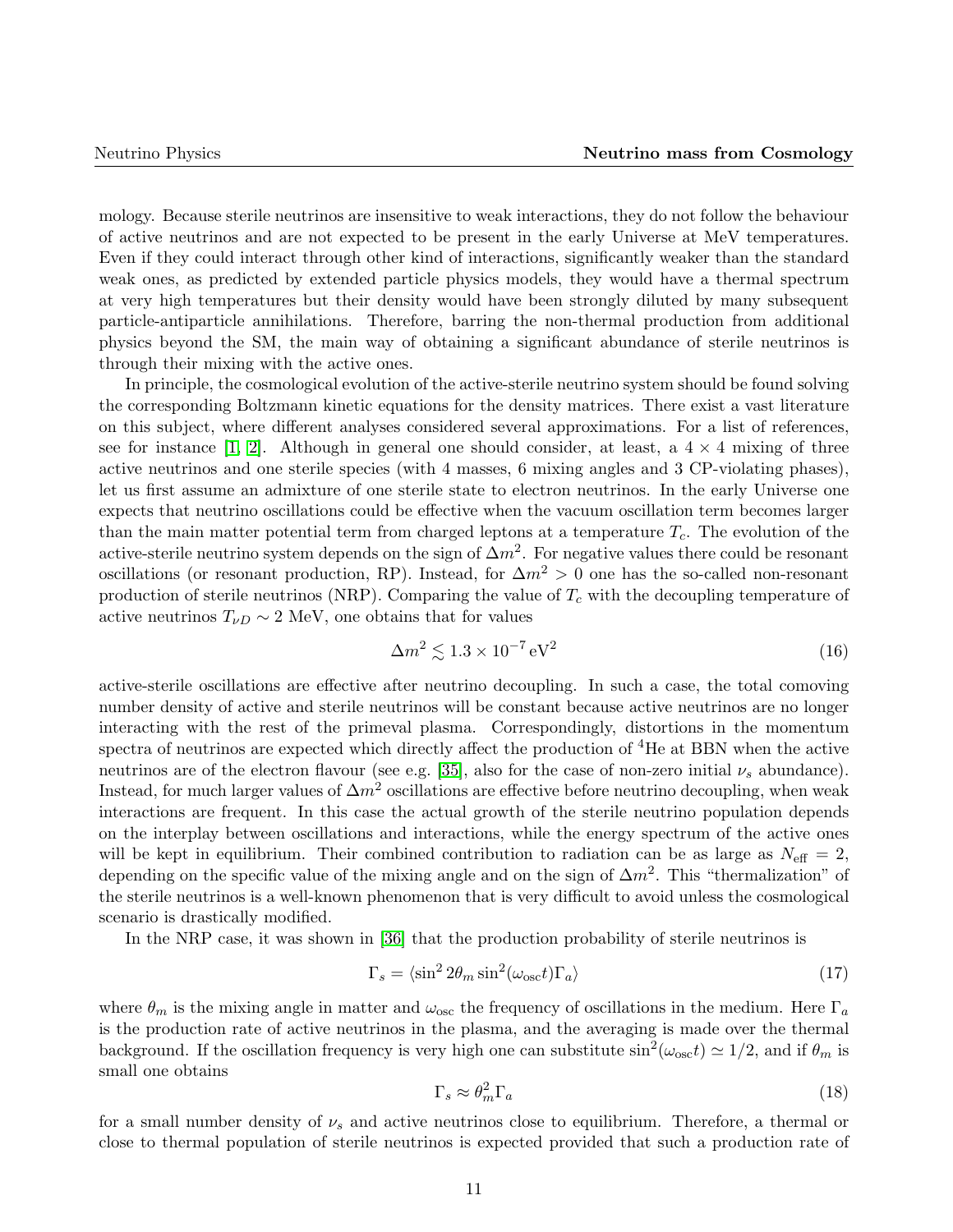mology. Because sterile neutrinos are insensitive to weak interactions, they do not follow the behaviour of active neutrinos and are not expected to be present in the early Universe at MeV temperatures. Even if they could interact through other kind of interactions, significantly weaker than the standard weak ones, as predicted by extended particle physics models, they would have a thermal spectrum at very high temperatures but their density would have been strongly diluted by many subsequent particle-antiparticle annihilations. Therefore, barring the non-thermal production from additional physics beyond the SM, the main way of obtaining a significant abundance of sterile neutrinos is through their mixing with the active ones.

In principle, the cosmological evolution of the active-sterile neutrino system should be found solving the corresponding Boltzmann kinetic equations for the density matrices. There exist a vast literature on this subject, where different analyses considered several approximations. For a list of references, see for instance [1, 2]. Although in general one should consider, at least, a $4 \times 4$ mixing of three active neutrinos and one sterile species (with 4 masses, 6 mixing angles and 3 CP-violating phases), let us first assume an admixture of one sterile state to electron neutrinos. In the early Universe one expects that neutrino oscillations could be effective when the vacuum oscillation term becomes larger than the main matter potential term from charged leptons at a temperature $T_c$. The evolution of the active-sterile neutrino system depends on the sign of $\Delta m^2$. For negative values there could be resonant oscillations (or resonant production, RP). Instead, for $\Delta m^2 > 0$ one has the so-called non-resonant production of sterile neutrinos (NRP). Comparing the value of $T_c$ with the decoupling temperature of active neutrinos $T_{\nu D} \sim 2$ MeV, one obtains that for values

$$\Delta m^2 \lesssim 1.3 \times 10^{-7}\,\mathrm{eV}^2 \tag{16}$$

active-sterile oscillations are effective after neutrino decoupling. In such a case, the total comoving number density of active and sterile neutrinos will be constant because active neutrinos are no longer interacting with the rest of the primeval plasma. Correspondingly, distortions in the momentum spectra of neutrinos are expected which directly affect the production of $^4$He at BBN when the active neutrinos are of the electron flavour (see e.g. [35], also for the case of non-zero initial $\nu_s$ abundance). Instead, for much larger values of $\Delta m^2$ oscillations are effective before neutrino decoupling, when weak interactions are frequent. In this case the actual growth of the sterile neutrino population depends on the interplay between oscillations and interactions, while the energy spectrum of the active ones will be kept in equilibrium. Their combined contribution to radiation can be as large as $N_{\mathrm{eff}} = 2$, depending on the specific value of the mixing angle and on the sign of $\Delta m^2$. This "thermalization" of the sterile neutrinos is a well-known phenomenon that is very difficult to avoid unless the cosmological scenario is drastically modified.

In the NRP case, it was shown in [36] that the production probability of sterile neutrinos is

$$\Gamma_s = \langle \sin^2 2\theta_m \sin^2(\omega_{\mathrm{osc}} t) \Gamma_a \rangle \tag{17}$$

where $\theta_m$ is the mixing angle in matter and $\omega_{\mathrm{osc}}$ the frequency of oscillations in the medium. Here $\Gamma_a$ is the production rate of active neutrinos in the plasma, and the averaging is made over the thermal background. If the oscillation frequency is very high one can substitute $\sin^2(\omega_{\mathrm{osc}} t) \simeq 1/2$, and if $\theta_m$ is small one obtains

$$\Gamma_s \approx \theta_m^2 \Gamma_a \tag{18}$$

for a small number density of $\nu_s$ and active neutrinos close to equilibrium. Therefore, a thermal or close to thermal population of sterile neutrinos is expected provided that such a production rate of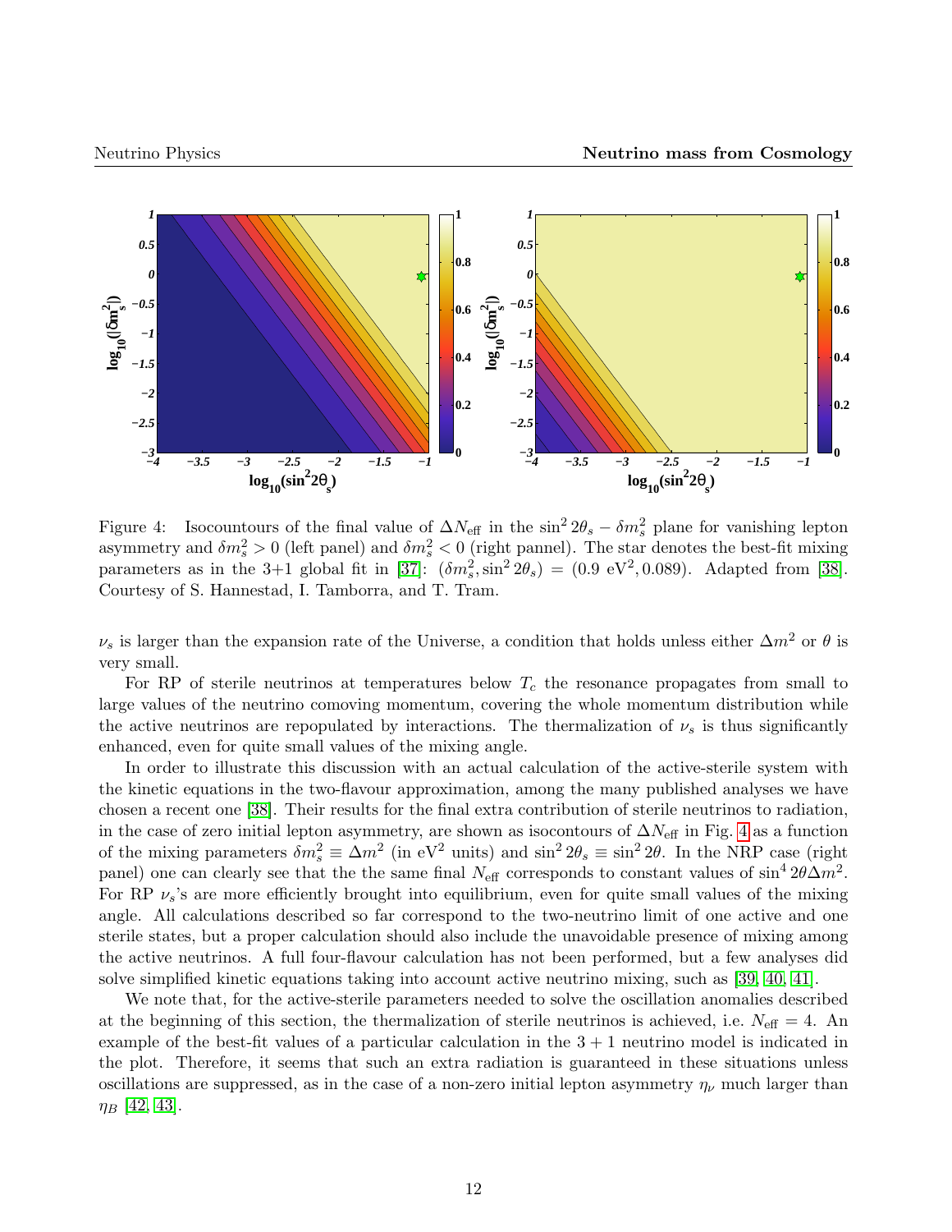Figure 4: Isocountours of the final value of $\Delta N_{\rm eff}$ in the $\sin^2 2\theta_s - \delta m_s^2$ plane for vanishing lepton asymmetry and $\delta m_s^2 > 0$ (left panel) and $\delta m_s^2 < 0$ (right pannel). The star denotes the best-fit mixing parameters as in the 3+1 global fit in [37]: $(\delta m_s^2, \sin^2 2\theta_s) = (0.9 \text{ eV}^2, 0.089)$. Adapted from [38]. Courtesy of S. Hannestad, I. Tamborra, and T. Tram.

$\nu_s$ is larger than the expansion rate of the Universe, a condition that holds unless either $\Delta m^2$ or $\theta$ is very small.

For RP of sterile neutrinos at temperatures below $T_c$ the resonance propagates from small to large values of the neutrino comoving momentum, covering the whole momentum distribution while the active neutrinos are repopulated by interactions. The thermalization of $\nu_s$ is thus significantly enhanced, even for quite small values of the mixing angle.

In order to illustrate this discussion with an actual calculation of the active-sterile system with the kinetic equations in the two-flavour approximation, among the many published analyses we have chosen a recent one [38]. Their results for the final extra contribution of sterile neutrinos to radiation, in the case of zero initial lepton asymmetry, are shown as isocontours of $\Delta N_{\rm eff}$ in Fig. 4 as a function of the mixing parameters $\delta m_s^2 \equiv \Delta m^2$ (in eV$^2$ units) and $\sin^2 2\theta_s \equiv \sin^2 2\theta$. In the NRP case (right panel) one can clearly see that the the same final $N_{\rm eff}$ corresponds to constant values of $\sin^4 2\theta \Delta m^2$. For RP $\nu_s$'s are more efficiently brought into equilibrium, even for quite small values of the mixing angle. All calculations described so far correspond to the two-neutrino limit of one active and one sterile states, but a proper calculation should also include the unavoidable presence of mixing among the active neutrinos. A full four-flavour calculation has not been performed, but a few analyses did solve simplified kinetic equations taking into account active neutrino mixing, such as [39, 40, 41].

We note that, for the active-sterile parameters needed to solve the oscillation anomalies described at the beginning of this section, the thermalization of sterile neutrinos is achieved, i.e. $N_{\rm eff} = 4$. An example of the best-fit values of a particular calculation in the $3+1$ neutrino model is indicated in the plot. Therefore, it seems that such an extra radiation is guaranteed in these situations unless oscillations are suppressed, as in the case of a non-zero initial lepton asymmetry $\eta_\nu$ much larger than $\eta_B$ [42, 43].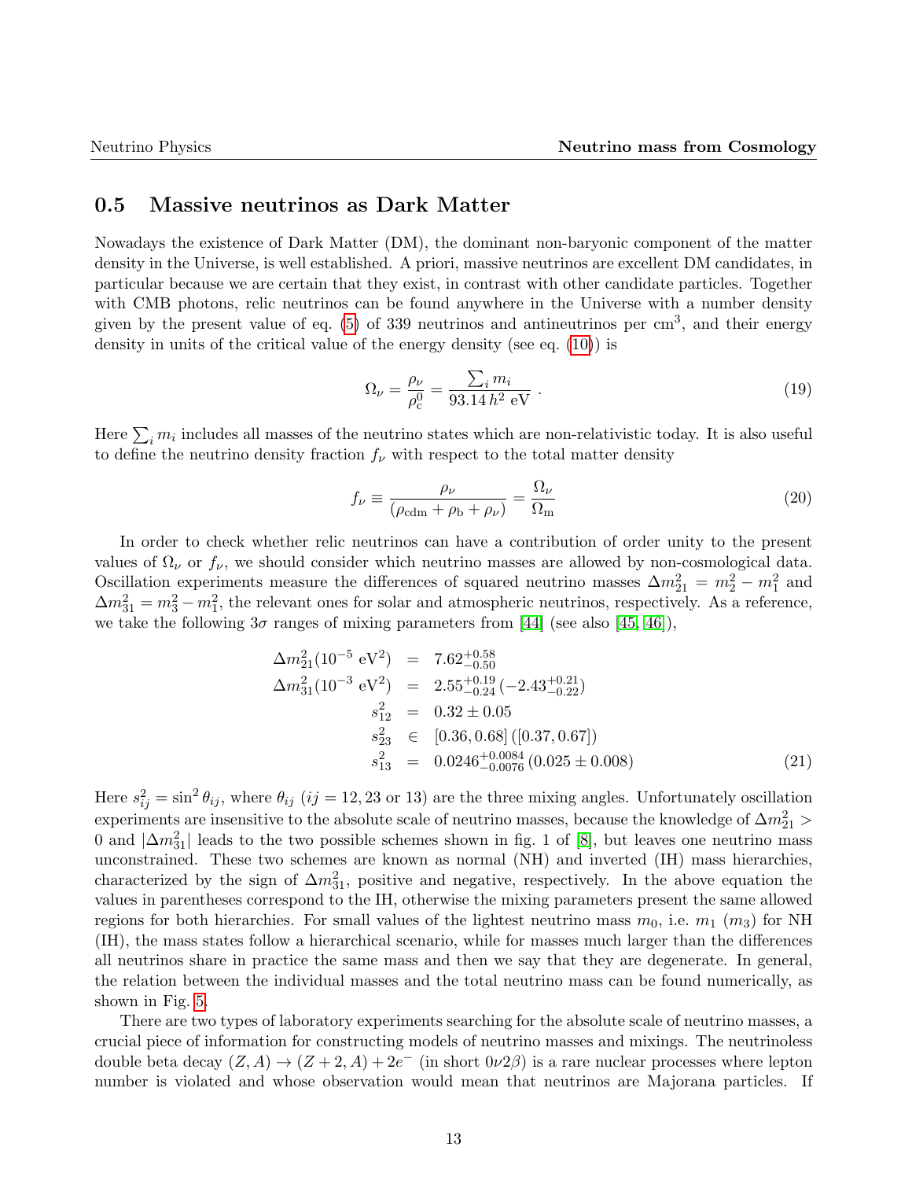## 0.5 Massive neutrinos as Dark Matter

Nowadays the existence of Dark Matter (DM), the dominant non-baryonic component of the matter density in the Universe, is well established. A priori, massive neutrinos are excellent DM candidates, in particular because we are certain that they exist, in contrast with other candidate particles. Together with CMB photons, relic neutrinos can be found anywhere in the Universe with a number density given by the present value of eq. (5) of 339 neutrinos and antineutrinos per cm$^3$, and their energy density in units of the critical value of the energy density (see eq. (10)) is

$$\Omega_\nu = \frac{\rho_\nu}{\rho_c^0} = \frac{\sum_i m_i}{93.14\, h^2 \text{ eV}} \ . \tag{19}$$

Here $\sum_i m_i$ includes all masses of the neutrino states which are non-relativistic today. It is also useful to define the neutrino density fraction $f_\nu$ with respect to the total matter density

$$f_\nu \equiv \frac{\rho_\nu}{(\rho_{\rm cdm} + \rho_{\rm b} + \rho_\nu)} = \frac{\Omega_\nu}{\Omega_{\rm m}} \tag{20}$$

In order to check whether relic neutrinos can have a contribution of order unity to the present values of $\Omega_\nu$ or $f_\nu$, we should consider which neutrino masses are allowed by non-cosmological data. Oscillation experiments measure the differences of squared neutrino masses $\Delta m^2_{21} = m^2_2 - m^2_1$ and $\Delta m^2_{31} = m^2_3 - m^2_1$, the relevant ones for solar and atmospheric neutrinos, respectively. As a reference, we take the following $3\sigma$ ranges of mixing parameters from [44] (see also [45, 46]),

$$\begin{aligned}
\Delta m^2_{21}(10^{-5}\text{ eV}^2) &= 7.62^{+0.58}_{-0.50} \\
\Delta m^2_{31}(10^{-3}\text{ eV}^2) &= 2.55^{+0.19}_{-0.24}\,(-2.43^{+0.21}_{-0.22}) \\
s^2_{12} &= 0.32 \pm 0.05 \\
s^2_{23} &\in [0.36, 0.68]\,([0.37, 0.67]) \\
s^2_{13} &= 0.0246^{+0.0084}_{-0.0076}\,(0.025 \pm 0.008)
\end{aligned} \tag{21}$$

Here $s^2_{ij} = \sin^2\theta_{ij}$, where $\theta_{ij}$ ($ij = 12, 23$ or $13$) are the three mixing angles. Unfortunately oscillation experiments are insensitive to the absolute scale of neutrino masses, because the knowledge of $\Delta m^2_{21} > 0$ and $|\Delta m^2_{31}|$ leads to the two possible schemes shown in fig. 1 of [8], but leaves one neutrino mass unconstrained. These two schemes are known as normal (NH) and inverted (IH) mass hierarchies, characterized by the sign of $\Delta m^2_{31}$, positive and negative, respectively. In the above equation the values in parentheses correspond to the IH, otherwise the mixing parameters present the same allowed regions for both hierarchies. For small values of the lightest neutrino mass $m_0$, i.e. $m_1$ ($m_3$) for NH (IH), the mass states follow a hierarchical scenario, while for masses much larger than the differences all neutrinos share in practice the same mass and then we say that they are degenerate. In general, the relation between the individual masses and the total neutrino mass can be found numerically, as shown in Fig. 5.

There are two types of laboratory experiments searching for the absolute scale of neutrino masses, a crucial piece of information for constructing models of neutrino masses and mixings. The neutrinoless double beta decay $(Z, A) \to (Z + 2, A) + 2e^-$ (in short $0\nu2\beta$) is a rare nuclear processes where lepton number is violated and whose observation would mean that neutrinos are Majorana particles. If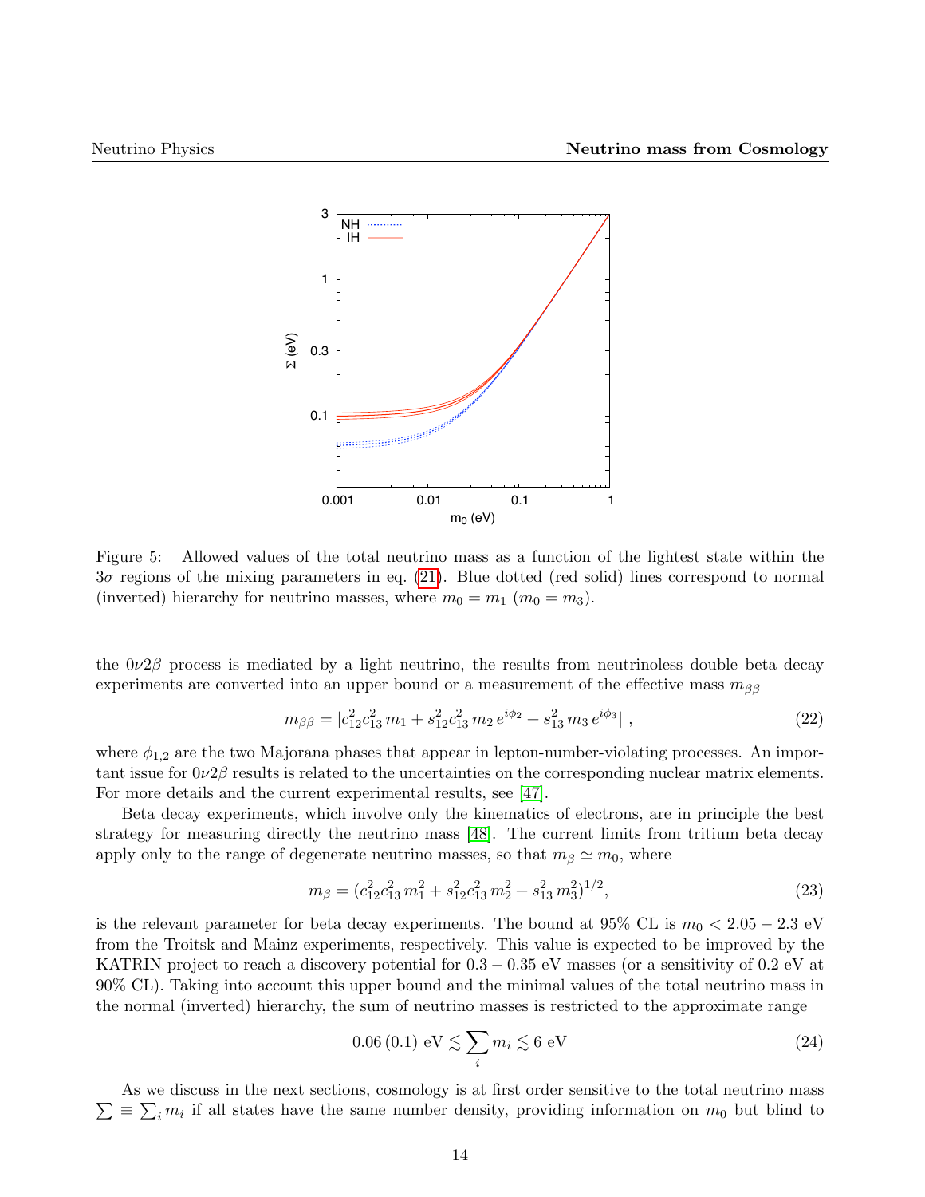Figure 5: Allowed values of the total neutrino mass as a function of the lightest state within the $3\sigma$ regions of the mixing parameters in eq. (21). Blue dotted (red solid) lines correspond to normal (inverted) hierarchy for neutrino masses, where $m_0 = m_1$ ($m_0 = m_3$).

the $0\nu2\beta$ process is mediated by a light neutrino, the results from neutrinoless double beta decay experiments are converted into an upper bound or a measurement of the effective mass $m_{\beta\beta}$

$$m_{\beta\beta} = |c_{12}^2 c_{13}^2 \, m_1 + s_{12}^2 c_{13}^2 \, m_2 \, e^{i\phi_2} + s_{13}^2 \, m_3 \, e^{i\phi_3}| \,, \tag{22}$$

where $\phi_{1,2}$ are the two Majorana phases that appear in lepton-number-violating processes. An important issue for $0\nu2\beta$ results is related to the uncertainties on the corresponding nuclear matrix elements. For more details and the current experimental results, see [47].

Beta decay experiments, which involve only the kinematics of electrons, are in principle the best strategy for measuring directly the neutrino mass [48]. The current limits from tritium beta decay apply only to the range of degenerate neutrino masses, so that $m_\beta \simeq m_0$, where

$$m_\beta = (c_{12}^2 c_{13}^2 \, m_1^2 + s_{12}^2 c_{13}^2 \, m_2^2 + s_{13}^2 \, m_3^2)^{1/2}, \tag{23}$$

is the relevant parameter for beta decay experiments. The bound at 95% CL is $m_0 < 2.05 - 2.3$ eV from the Troitsk and Mainz experiments, respectively. This value is expected to be improved by the KATRIN project to reach a discovery potential for $0.3 - 0.35$ eV masses (or a sensitivity of 0.2 eV at 90% CL). Taking into account this upper bound and the minimal values of the total neutrino mass in the normal (inverted) hierarchy, the sum of neutrino masses is restricted to the approximate range

$$0.06 \, (0.1) \text{ eV} \lesssim \sum_i m_i \lesssim 6 \text{ eV} \tag{24}$$

As we discuss in the next sections, cosmology is at first order sensitive to the total neutrino mass $\sum \equiv \sum_i m_i$ if all states have the same number density, providing information on $m_0$ but blind to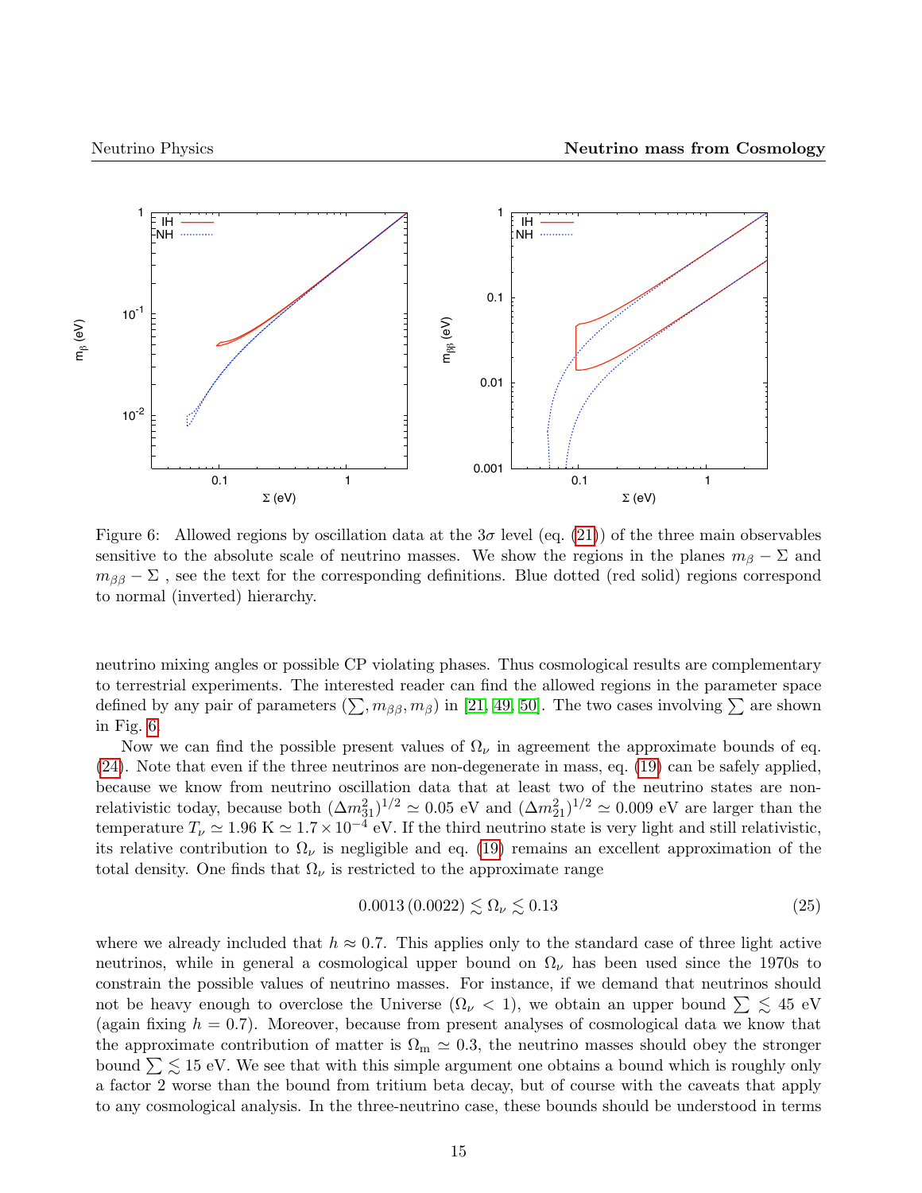Figure 6: Allowed regions by oscillation data at the $3\sigma$ level (eq. (21)) of the three main observables sensitive to the absolute scale of neutrino masses. We show the regions in the planes $m_\beta - \Sigma$ and $m_{\beta\beta} - \Sigma$ , see the text for the corresponding definitions. Blue dotted (red solid) regions correspond to normal (inverted) hierarchy.

neutrino mixing angles or possible CP violating phases. Thus cosmological results are complementary to terrestrial experiments. The interested reader can find the allowed regions in the parameter space defined by any pair of parameters $(\sum, m_{\beta\beta}, m_\beta)$ in [21, 49, 50]. The two cases involving $\sum$ are shown in Fig. 6.

Now we can find the possible present values of $\Omega_\nu$ in agreement the approximate bounds of eq. (24). Note that even if the three neutrinos are non-degenerate in mass, eq. (19) can be safely applied, because we know from neutrino oscillation data that at least two of the neutrino states are non-relativistic today, because both $(\Delta m^2_{31})^{1/2} \simeq 0.05$ eV and $(\Delta m^2_{21})^{1/2} \simeq 0.009$ eV are larger than the temperature $T_\nu \simeq 1.96$ K $\simeq 1.7 \times 10^{-4}$ eV. If the third neutrino state is very light and still relativistic, its relative contribution to $\Omega_\nu$ is negligible and eq. (19) remains an excellent approximation of the total density. One finds that $\Omega_\nu$ is restricted to the approximate range

$$0.0013\,(0.0022) \lesssim \Omega_\nu \lesssim 0.13 \tag{25}$$

where we already included that $h \approx 0.7$. This applies only to the standard case of three light active neutrinos, while in general a cosmological upper bound on $\Omega_\nu$ has been used since the 1970s to constrain the possible values of neutrino masses. For instance, if we demand that neutrinos should not be heavy enough to overclose the Universe ($\Omega_\nu < 1$), we obtain an upper bound $\sum \lesssim 45$ eV (again fixing $h = 0.7$). Moreover, because from present analyses of cosmological data we know that the approximate contribution of matter is $\Omega_\mathrm{m} \simeq 0.3$, the neutrino masses should obey the stronger bound $\sum \lesssim 15$ eV. We see that with this simple argument one obtains a bound which is roughly only a factor 2 worse than the bound from tritium beta decay, but of course with the caveats that apply to any cosmological analysis. In the three-neutrino case, these bounds should be understood in terms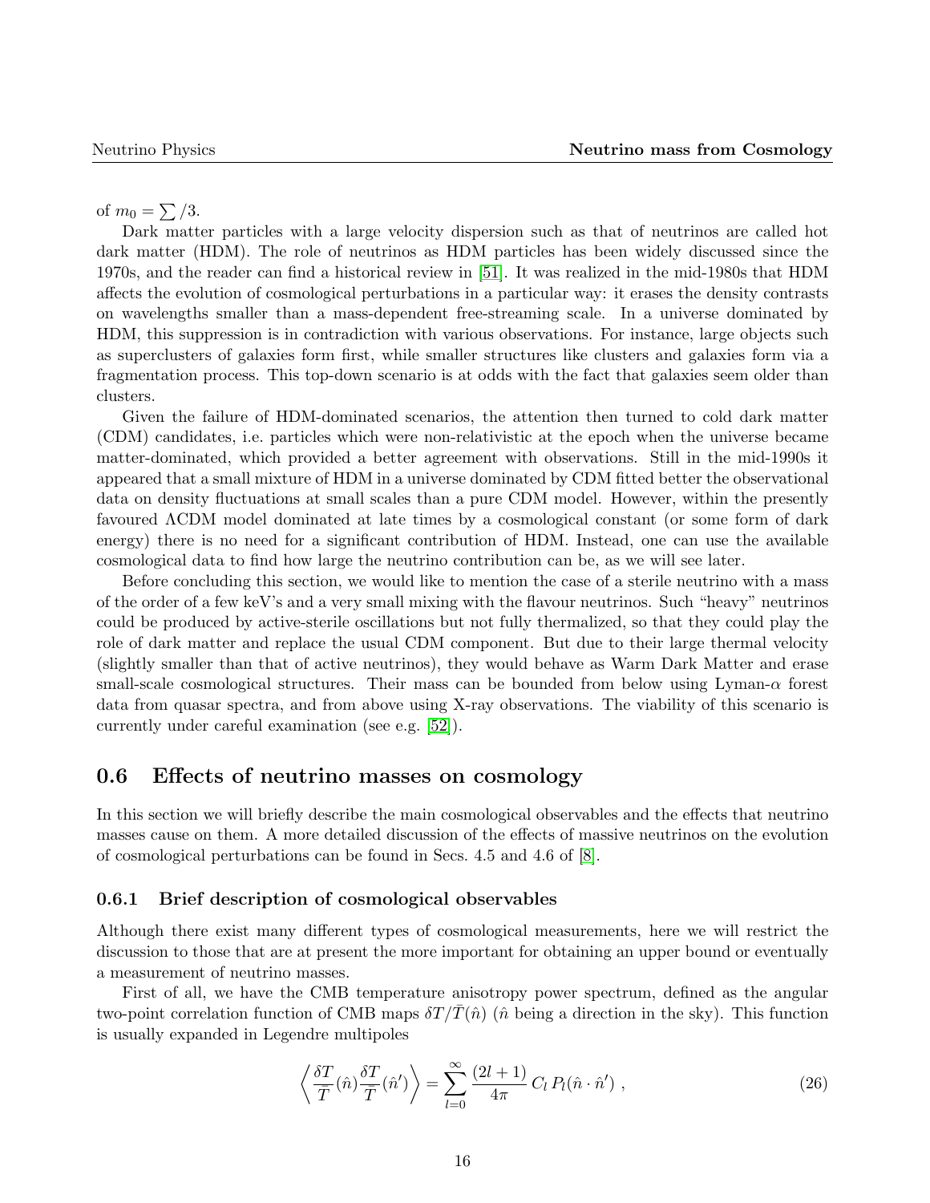of $m_0 = \sum/3$.

Dark matter particles with a large velocity dispersion such as that of neutrinos are called hot dark matter (HDM). The role of neutrinos as HDM particles has been widely discussed since the 1970s, and the reader can find a historical review in [51]. It was realized in the mid-1980s that HDM affects the evolution of cosmological perturbations in a particular way: it erases the density contrasts on wavelengths smaller than a mass-dependent free-streaming scale. In a universe dominated by HDM, this suppression is in contradiction with various observations. For instance, large objects such as superclusters of galaxies form first, while smaller structures like clusters and galaxies form via a fragmentation process. This top-down scenario is at odds with the fact that galaxies seem older than clusters.

Given the failure of HDM-dominated scenarios, the attention then turned to cold dark matter (CDM) candidates, i.e. particles which were non-relativistic at the epoch when the universe became matter-dominated, which provided a better agreement with observations. Still in the mid-1990s it appeared that a small mixture of HDM in a universe dominated by CDM fitted better the observational data on density fluctuations at small scales than a pure CDM model. However, within the presently favoured ΛCDM model dominated at late times by a cosmological constant (or some form of dark energy) there is no need for a significant contribution of HDM. Instead, one can use the available cosmological data to find how large the neutrino contribution can be, as we will see later.

Before concluding this section, we would like to mention the case of a sterile neutrino with a mass of the order of a few keV's and a very small mixing with the flavour neutrinos. Such "heavy" neutrinos could be produced by active-sterile oscillations but not fully thermalized, so that they could play the role of dark matter and replace the usual CDM component. But due to their large thermal velocity (slightly smaller than that of active neutrinos), they would behave as Warm Dark Matter and erase small-scale cosmological structures. Their mass can be bounded from below using Lyman-$\alpha$ forest data from quasar spectra, and from above using X-ray observations. The viability of this scenario is currently under careful examination (see e.g. [52]).

## 0.6 Effects of neutrino masses on cosmology

In this section we will briefly describe the main cosmological observables and the effects that neutrino masses cause on them. A more detailed discussion of the effects of massive neutrinos on the evolution of cosmological perturbations can be found in Secs. 4.5 and 4.6 of [8].

### 0.6.1 Brief description of cosmological observables

Although there exist many different types of cosmological measurements, here we will restrict the discussion to those that are at present the more important for obtaining an upper bound or eventually a measurement of neutrino masses.

First of all, we have the CMB temperature anisotropy power spectrum, defined as the angular two-point correlation function of CMB maps $\delta T/\bar{T}(\hat{n})$ ($\hat{n}$ being a direction in the sky). This function is usually expanded in Legendre multipoles

$$\left\langle \frac{\delta T}{\bar{T}}(\hat{n}) \frac{\delta T}{\bar{T}}(\hat{n}') \right\rangle = \sum_{l=0}^{\infty} \frac{(2l+1)}{4\pi} \, C_l \, P_l(\hat{n} \cdot \hat{n}') \; , \tag{26}$$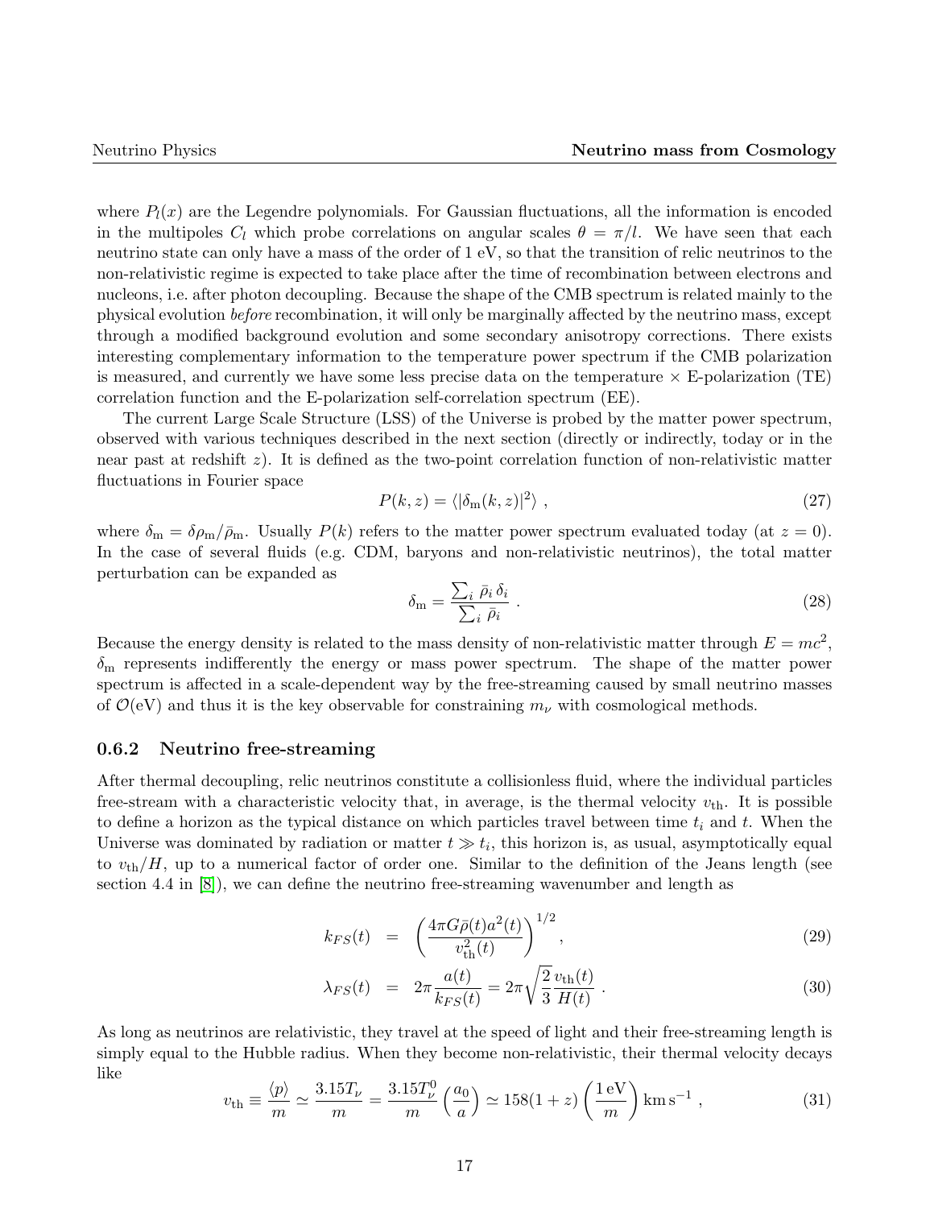where $P_l(x)$ are the Legendre polynomials. For Gaussian fluctuations, all the information is encoded in the multipoles $C_l$ which probe correlations on angular scales $\theta = \pi/l$. We have seen that each neutrino state can only have a mass of the order of 1 eV, so that the transition of relic neutrinos to the non-relativistic regime is expected to take place after the time of recombination between electrons and nucleons, i.e. after photon decoupling. Because the shape of the CMB spectrum is related mainly to the physical evolution *before* recombination, it will only be marginally affected by the neutrino mass, except through a modified background evolution and some secondary anisotropy corrections. There exists interesting complementary information to the temperature power spectrum if the CMB polarization is measured, and currently we have some less precise data on the temperature $\times$ E-polarization (TE) correlation function and the E-polarization self-correlation spectrum (EE).

The current Large Scale Structure (LSS) of the Universe is probed by the matter power spectrum, observed with various techniques described in the next section (directly or indirectly, today or in the near past at redshift $z$). It is defined as the two-point correlation function of non-relativistic matter fluctuations in Fourier space

$$P(k, z) = \langle |\delta_{\rm m}(k, z)|^2 \rangle \ , \tag{27}$$

where $\delta_{\rm m} = \delta\rho_{\rm m}/\bar{\rho}_{\rm m}$. Usually $P(k)$ refers to the matter power spectrum evaluated today (at $z = 0$). In the case of several fluids (e.g. CDM, baryons and non-relativistic neutrinos), the total matter perturbation can be expanded as

$$\delta_{\rm m} = \frac{\sum_i \bar{\rho}_i \, \delta_i}{\sum_i \bar{\rho}_i} \ . \tag{28}$$

Because the energy density is related to the mass density of non-relativistic matter through $E = mc^2$, $\delta_{\rm m}$ represents indifferently the energy or mass power spectrum. The shape of the matter power spectrum is affected in a scale-dependent way by the free-streaming caused by small neutrino masses of $\mathcal{O}(\text{eV})$ and thus it is the key observable for constraining $m_\nu$ with cosmological methods.

### 0.6.2 Neutrino free-streaming

After thermal decoupling, relic neutrinos constitute a collisionless fluid, where the individual particles free-stream with a characteristic velocity that, in average, is the thermal velocity $v_{\rm th}$. It is possible to define a horizon as the typical distance on which particles travel between time $t_i$ and $t$. When the Universe was dominated by radiation or matter $t \gg t_i$, this horizon is, as usual, asymptotically equal to $v_{\rm th}/H$, up to a numerical factor of order one. Similar to the definition of the Jeans length (see section 4.4 in [8]), we can define the neutrino free-streaming wavenumber and length as

$$k_{FS}(t) = \left( \frac{4\pi G \bar{\rho}(t) a^2(t)}{v_{\rm th}^2(t)} \right)^{1/2} , \tag{29}$$

$$\lambda_{FS}(t) = 2\pi \frac{a(t)}{k_{FS}(t)} = 2\pi \sqrt{\frac{2}{3}} \frac{v_{\rm th}(t)}{H(t)} \ . \tag{30}$$

As long as neutrinos are relativistic, they travel at the speed of light and their free-streaming length is simply equal to the Hubble radius. When they become non-relativistic, their thermal velocity decays like

$$v_{\rm th} \equiv \frac{\langle p \rangle}{m} \simeq \frac{3.15 T_\nu}{m} = \frac{3.15 T_\nu^0}{m} \left( \frac{a_0}{a} \right) \simeq 158(1+z) \left( \frac{1\,\text{eV}}{m} \right) \text{km}\,\text{s}^{-1} \ , \tag{31}$$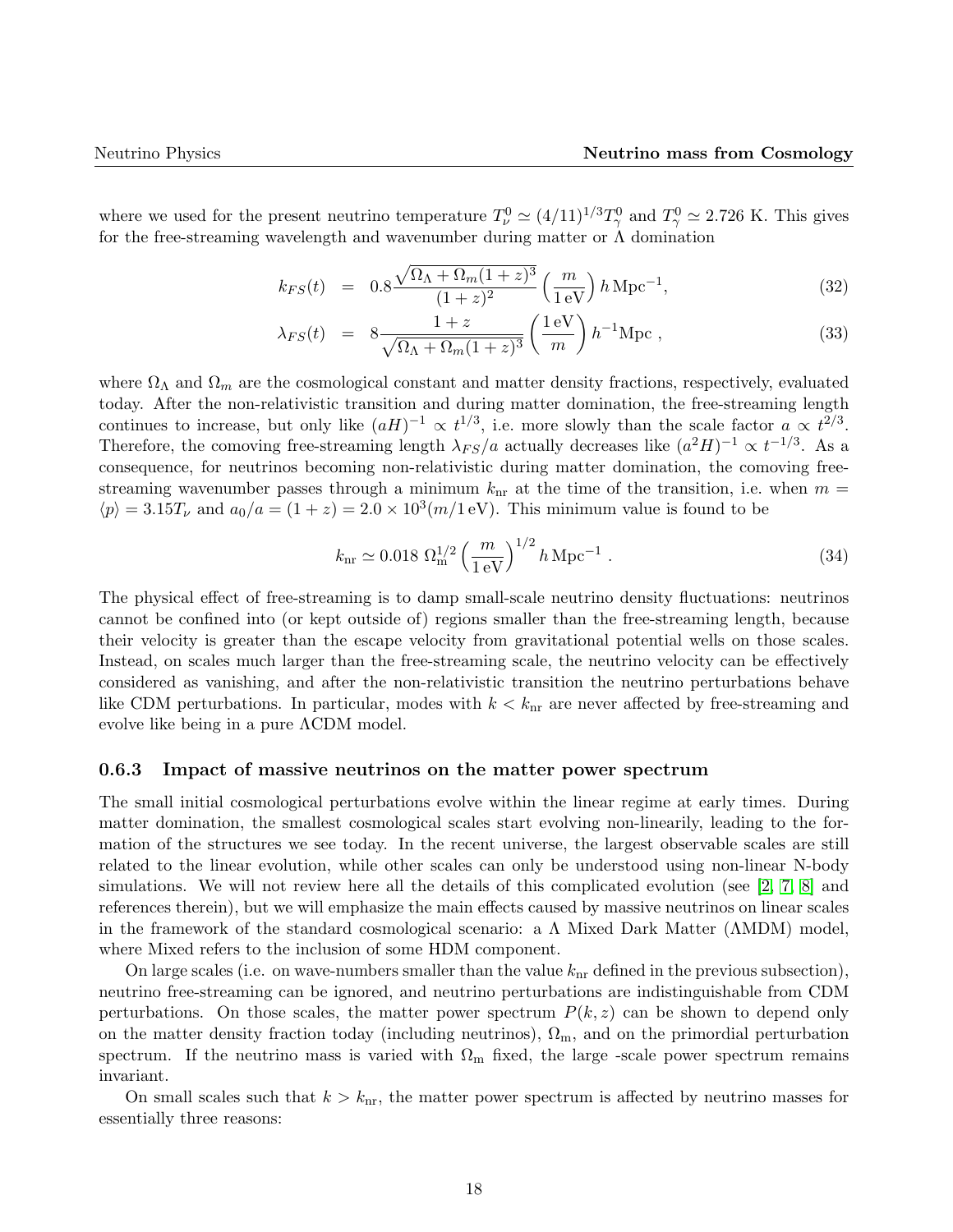where we used for the present neutrino temperature $T_\nu^0 \simeq (4/11)^{1/3} T_\gamma^0$ and $T_\gamma^0 \simeq 2.726$ K. This gives for the free-streaming wavelength and wavenumber during matter or $\Lambda$ domination

$$k_{FS}(t) = 0.8 \frac{\sqrt{\Omega_\Lambda + \Omega_m (1+z)^3}}{(1+z)^2} \left( \frac{m}{1\,\mathrm{eV}} \right) h\,\mathrm{Mpc}^{-1}, \tag{32}$$

$$\lambda_{FS}(t) = 8 \frac{1+z}{\sqrt{\Omega_\Lambda + \Omega_m (1+z)^3}} \left( \frac{1\,\mathrm{eV}}{m} \right) h^{-1}\mathrm{Mpc}\ , \tag{33}$$

where $\Omega_\Lambda$ and $\Omega_m$ are the cosmological constant and matter density fractions, respectively, evaluated today. After the non-relativistic transition and during matter domination, the free-streaming length continues to increase, but only like $(aH)^{-1} \propto t^{1/3}$, i.e. more slowly than the scale factor $a \propto t^{2/3}$. Therefore, the comoving free-streaming length $\lambda_{FS}/a$ actually decreases like $(a^2H)^{-1} \propto t^{-1/3}$. As a consequence, for neutrinos becoming non-relativistic during matter domination, the comoving free-streaming wavenumber passes through a minimum $k_{\rm nr}$ at the time of the transition, i.e. when $m = \langle p \rangle = 3.15 T_\nu$ and $a_0/a = (1+z) = 2.0 \times 10^3 (m/1\,\mathrm{eV})$. This minimum value is found to be

$$k_{\rm nr} \simeq 0.018\ \Omega_{\rm m}^{1/2} \left( \frac{m}{1\,\mathrm{eV}} \right)^{1/2} h\,\mathrm{Mpc}^{-1}\ . \tag{34}$$

The physical effect of free-streaming is to damp small-scale neutrino density fluctuations: neutrinos cannot be confined into (or kept outside of) regions smaller than the free-streaming length, because their velocity is greater than the escape velocity from gravitational potential wells on those scales. Instead, on scales much larger than the free-streaming scale, the neutrino velocity can be effectively considered as vanishing, and after the non-relativistic transition the neutrino perturbations behave like CDM perturbations. In particular, modes with $k < k_{\rm nr}$ are never affected by free-streaming and evolve like being in a pure $\Lambda$CDM model.

### 0.6.3 Impact of massive neutrinos on the matter power spectrum

The small initial cosmological perturbations evolve within the linear regime at early times. During matter domination, the smallest cosmological scales start evolving non-linearly, leading to the formation of the structures we see today. In the recent universe, the largest observable scales are still related to the linear evolution, while other scales can only be understood using non-linear N-body simulations. We will not review here all the details of this complicated evolution (see [2, 7, 8] and references therein), but we will emphasize the main effects caused by massive neutrinos on linear scales in the framework of the standard cosmological scenario: a $\Lambda$ Mixed Dark Matter ($\Lambda$MDM) model, where Mixed refers to the inclusion of some HDM component.

On large scales (i.e. on wave-numbers smaller than the value $k_{\rm nr}$ defined in the previous subsection), neutrino free-streaming can be ignored, and neutrino perturbations are indistinguishable from CDM perturbations. On those scales, the matter power spectrum $P(k, z)$ can be shown to depend only on the matter density fraction today (including neutrinos), $\Omega_{\rm m}$, and on the primordial perturbation spectrum. If the neutrino mass is varied with $\Omega_{\rm m}$ fixed, the large -scale power spectrum remains invariant.

On small scales such that $k > k_{\rm nr}$, the matter power spectrum is affected by neutrino masses for essentially three reasons: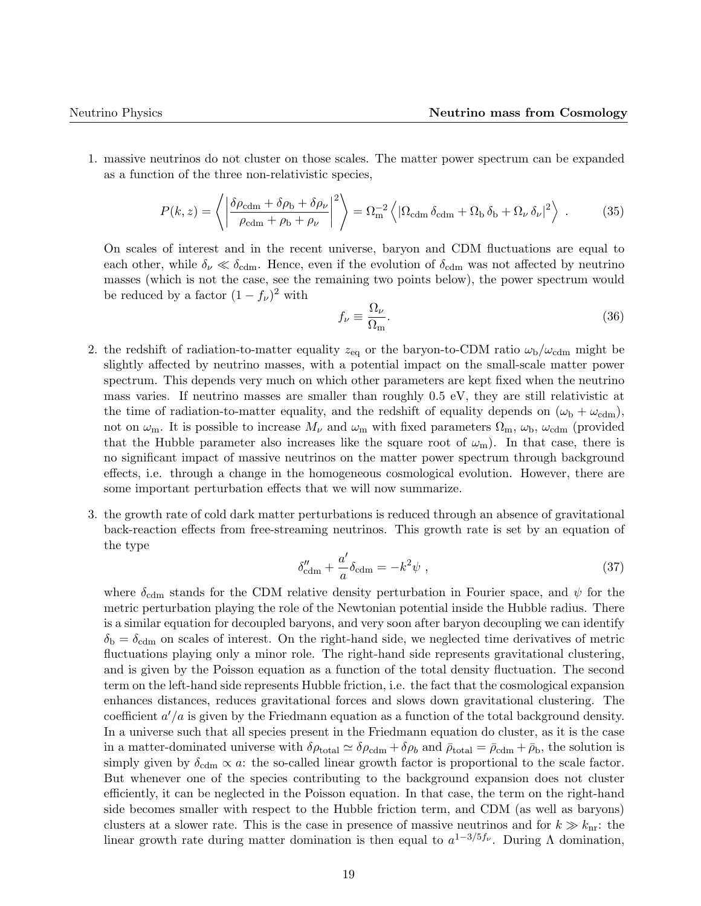1. massive neutrinos do not cluster on those scales. The matter power spectrum can be expanded as a function of the three non-relativistic species,

$$P(k,z) = \left\langle \left| \frac{\delta\rho_{\rm cdm} + \delta\rho_{\rm b} + \delta\rho_\nu}{\rho_{\rm cdm} + \rho_{\rm b} + \rho_\nu} \right|^2 \right\rangle = \Omega_{\rm m}^{-2} \left\langle |\Omega_{\rm cdm}\, \delta_{\rm cdm} + \Omega_{\rm b}\, \delta_{\rm b} + \Omega_\nu\, \delta_\nu|^2 \right\rangle \ . \tag{35}$$

   On scales of interest and in the recent universe, baryon and CDM fluctuations are equal to each other, while $\delta_\nu \ll \delta_{\rm cdm}$. Hence, even if the evolution of $\delta_{\rm cdm}$ was not affected by neutrino masses (which is not the case, see the remaining two points below), the power spectrum would be reduced by a factor $(1 - f_\nu)^2$ with

$$f_\nu \equiv \frac{\Omega_\nu}{\Omega_{\rm m}}. \tag{36}$$

2. the redshift of radiation-to-matter equality $z_{\rm eq}$ or the baryon-to-CDM ratio $\omega_{\rm b}/\omega_{\rm cdm}$ might be slightly affected by neutrino masses, with a potential impact on the small-scale matter power spectrum. This depends very much on which other parameters are kept fixed when the neutrino mass varies. If neutrino masses are smaller than roughly 0.5 eV, they are still relativistic at the time of radiation-to-matter equality, and the redshift of equality depends on $(\omega_{\rm b} + \omega_{\rm cdm})$, not on $\omega_{\rm m}$. It is possible to increase $M_\nu$ and $\omega_{\rm m}$ with fixed parameters $\Omega_{\rm m}$, $\omega_{\rm b}$, $\omega_{\rm cdm}$ (provided that the Hubble parameter also increases like the square root of $\omega_{\rm m}$). In that case, there is no significant impact of massive neutrinos on the matter power spectrum through background effects, i.e. through a change in the homogeneous cosmological evolution. However, there are some important perturbation effects that we will now summarize.

3. the growth rate of cold dark matter perturbations is reduced through an absence of gravitational back-reaction effects from free-streaming neutrinos. This growth rate is set by an equation of the type

$$\delta_{\rm cdm}'' + \frac{a'}{a}\delta_{\rm cdm} = -k^2 \psi \ , \tag{37}$$

   where $\delta_{\rm cdm}$ stands for the CDM relative density perturbation in Fourier space, and $\psi$ for the metric perturbation playing the role of the Newtonian potential inside the Hubble radius. There is a similar equation for decoupled baryons, and very soon after baryon decoupling we can identify $\delta_{\rm b} = \delta_{\rm cdm}$ on scales of interest. On the right-hand side, we neglected time derivatives of metric fluctuations playing only a minor role. The right-hand side represents gravitational clustering, and is given by the Poisson equation as a function of the total density fluctuation. The second term on the left-hand side represents Hubble friction, i.e. the fact that the cosmological expansion enhances distances, reduces gravitational forces and slows down gravitational clustering. The coefficient $a'/a$ is given by the Friedmann equation as a function of the total background density. In a universe such that all species present in the Friedmann equation do cluster, as it is the case in a matter-dominated universe with $\delta\rho_{\rm total} \simeq \delta\rho_{\rm cdm} + \delta\rho_b$ and $\bar{\rho}_{\rm total} = \bar{\rho}_{\rm cdm} + \bar{\rho}_{\rm b}$, the solution is simply given by $\delta_{\rm cdm} \propto a$: the so-called linear growth factor is proportional to the scale factor. But whenever one of the species contributing to the background expansion does not cluster efficiently, it can be neglected in the Poisson equation. In that case, the term on the right-hand side becomes smaller with respect to the Hubble friction term, and CDM (as well as baryons) clusters at a slower rate. This is the case in presence of massive neutrinos and for $k \gg k_{\rm nr}$: the linear growth rate during matter domination is then equal to $a^{1-3/5 f_\nu}$. During $\Lambda$ domination,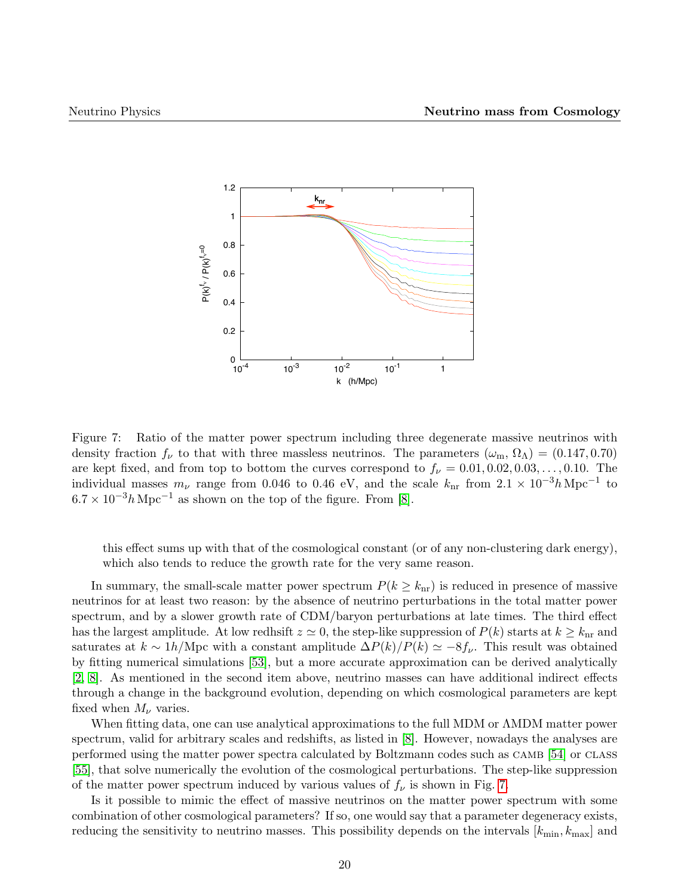Figure 7: Ratio of the matter power spectrum including three degenerate massive neutrinos with density fraction $f_\nu$ to that with three massless neutrinos. The parameters $(\omega_{\rm m}, \Omega_\Lambda) = (0.147, 0.70)$ are kept fixed, and from top to bottom the curves correspond to $f_\nu = 0.01, 0.02, 0.03, \ldots, 0.10$. The individual masses $m_\nu$ range from 0.046 to 0.46 eV, and the scale $k_{\rm nr}$ from $2.1 \times 10^{-3} h\,{\rm Mpc}^{-1}$ to $6.7 \times 10^{-3} h\,{\rm Mpc}^{-1}$ as shown on the top of the figure. From [8].

this effect sums up with that of the cosmological constant (or of any non-clustering dark energy), which also tends to reduce the growth rate for the very same reason.

In summary, the small-scale matter power spectrum $P(k \geq k_{\rm nr})$ is reduced in presence of massive neutrinos for at least two reason: by the absence of neutrino perturbations in the total matter power spectrum, and by a slower growth rate of CDM/baryon perturbations at late times. The third effect has the largest amplitude. At low redhsift $z \simeq 0$, the step-like suppression of $P(k)$ starts at $k \geq k_{\rm nr}$ and saturates at $k \sim 1h/$Mpc with a constant amplitude $\Delta P(k)/P(k) \simeq -8f_\nu$. This result was obtained by fitting numerical simulations [53], but a more accurate approximation can be derived analytically [2, 8]. As mentioned in the second item above, neutrino masses can have additional indirect effects through a change in the background evolution, depending on which cosmological parameters are kept fixed when $M_\nu$ varies.

When fitting data, one can use analytical approximations to the full MDM or ΛMDM matter power spectrum, valid for arbitrary scales and redshifts, as listed in [8]. However, nowadays the analyses are performed using the matter power spectra calculated by Boltzmann codes such as CAMB [54] or CLASS [55], that solve numerically the evolution of the cosmological perturbations. The step-like suppression of the matter power spectrum induced by various values of $f_\nu$ is shown in Fig. 7.

Is it possible to mimic the effect of massive neutrinos on the matter power spectrum with some combination of other cosmological parameters? If so, one would say that a parameter degeneracy exists, reducing the sensitivity to neutrino masses. This possibility depends on the intervals $[k_{\rm min}, k_{\rm max}]$ and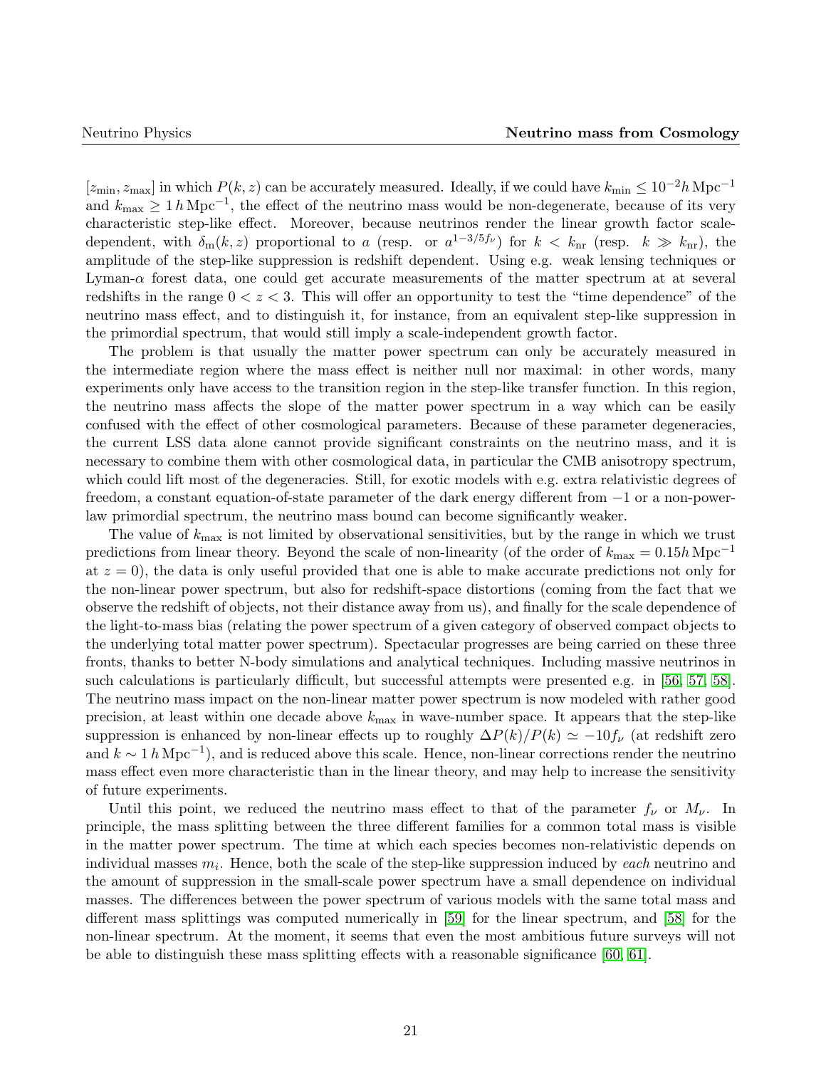$[z_{\rm min}, z_{\rm max}]$ in which $P(k,z)$ can be accurately measured. Ideally, if we could have $k_{\rm min} \leq 10^{-2} h\,{\rm Mpc}^{-1}$ and $k_{\rm max} \geq 1\,h\,{\rm Mpc}^{-1}$, the effect of the neutrino mass would be non-degenerate, because of its very characteristic step-like effect. Moreover, because neutrinos render the linear growth factor scale-dependent, with $\delta_{\rm m}(k,z)$ proportional to $a$ (resp. or $a^{1-3/5 f_\nu}$) for $k < k_{\rm nr}$ (resp. $k \gg k_{\rm nr}$), the amplitude of the step-like suppression is redshift dependent. Using e.g. weak lensing techniques or Lyman-$\alpha$ forest data, one could get accurate measurements of the matter spectrum at at several redshifts in the range $0 < z < 3$. This will offer an opportunity to test the "time dependence" of the neutrino mass effect, and to distinguish it, for instance, from an equivalent step-like suppression in the primordial spectrum, that would still imply a scale-independent growth factor.

The problem is that usually the matter power spectrum can only be accurately measured in the intermediate region where the mass effect is neither null nor maximal: in other words, many experiments only have access to the transition region in the step-like transfer function. In this region, the neutrino mass affects the slope of the matter power spectrum in a way which can be easily confused with the effect of other cosmological parameters. Because of these parameter degeneracies, the current LSS data alone cannot provide significant constraints on the neutrino mass, and it is necessary to combine them with other cosmological data, in particular the CMB anisotropy spectrum, which could lift most of the degeneracies. Still, for exotic models with e.g. extra relativistic degrees of freedom, a constant equation-of-state parameter of the dark energy different from $-1$ or a non-power-law primordial spectrum, the neutrino mass bound can become significantly weaker.

The value of $k_{\rm max}$ is not limited by observational sensitivities, but by the range in which we trust predictions from linear theory. Beyond the scale of non-linearity (of the order of $k_{\rm max} = 0.15 h\,{\rm Mpc}^{-1}$ at $z = 0$), the data is only useful provided that one is able to make accurate predictions not only for the non-linear power spectrum, but also for redshift-space distortions (coming from the fact that we observe the redshift of objects, not their distance away from us), and finally for the scale dependence of the light-to-mass bias (relating the power spectrum of a given category of observed compact objects to the underlying total matter power spectrum). Spectacular progresses are being carried on these three fronts, thanks to better N-body simulations and analytical techniques. Including massive neutrinos in such calculations is particularly difficult, but successful attempts were presented e.g. in [56, 57, 58]. The neutrino mass impact on the non-linear matter power spectrum is now modeled with rather good precision, at least within one decade above $k_{\rm max}$ in wave-number space. It appears that the step-like suppression is enhanced by non-linear effects up to roughly $\Delta P(k)/P(k) \simeq -10 f_\nu$ (at redshift zero and $k \sim 1\,h\,{\rm Mpc}^{-1}$), and is reduced above this scale. Hence, non-linear corrections render the neutrino mass effect even more characteristic than in the linear theory, and may help to increase the sensitivity of future experiments.

Until this point, we reduced the neutrino mass effect to that of the parameter $f_\nu$ or $M_\nu$. In principle, the mass splitting between the three different families for a common total mass is visible in the matter power spectrum. The time at which each species becomes non-relativistic depends on individual masses $m_i$. Hence, both the scale of the step-like suppression induced by *each* neutrino and the amount of suppression in the small-scale power spectrum have a small dependence on individual masses. The differences between the power spectrum of various models with the same total mass and different mass splittings was computed numerically in [59] for the linear spectrum, and [58] for the non-linear spectrum. At the moment, it seems that even the most ambitious future surveys will not be able to distinguish these mass splitting effects with a reasonable significance [60, 61].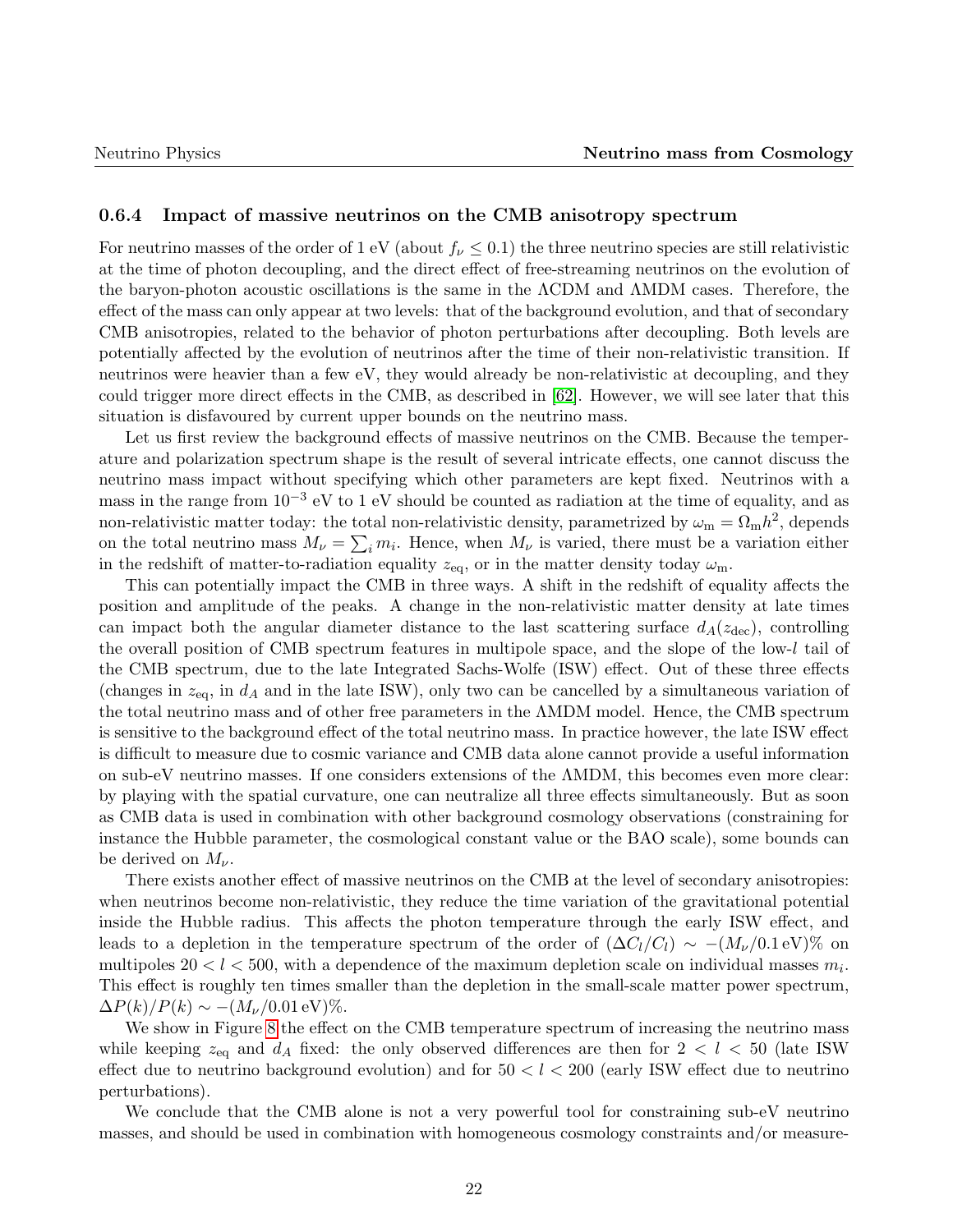### 0.6.4 Impact of massive neutrinos on the CMB anisotropy spectrum

For neutrino masses of the order of 1 eV (about $f_\nu \leq 0.1$) the three neutrino species are still relativistic at the time of photon decoupling, and the direct effect of free-streaming neutrinos on the evolution of the baryon-photon acoustic oscillations is the same in the ΛCDM and ΛMDM cases. Therefore, the effect of the mass can only appear at two levels: that of the background evolution, and that of secondary CMB anisotropies, related to the behavior of photon perturbations after decoupling. Both levels are potentially affected by the evolution of neutrinos after the time of their non-relativistic transition. If neutrinos were heavier than a few eV, they would already be non-relativistic at decoupling, and they could trigger more direct effects in the CMB, as described in [62]. However, we will see later that this situation is disfavoured by current upper bounds on the neutrino mass.

Let us first review the background effects of massive neutrinos on the CMB. Because the temperature and polarization spectrum shape is the result of several intricate effects, one cannot discuss the neutrino mass impact without specifying which other parameters are kept fixed. Neutrinos with a mass in the range from $10^{-3}$ eV to 1 eV should be counted as radiation at the time of equality, and as non-relativistic matter today: the total non-relativistic density, parametrized by $\omega_{\rm m} = \Omega_{\rm m} h^2$, depends on the total neutrino mass $M_\nu = \sum_i m_i$. Hence, when $M_\nu$ is varied, there must be a variation either in the redshift of matter-to-radiation equality $z_{\rm eq}$, or in the matter density today $\omega_{\rm m}$.

This can potentially impact the CMB in three ways. A shift in the redshift of equality affects the position and amplitude of the peaks. A change in the non-relativistic matter density at late times can impact both the angular diameter distance to the last scattering surface $d_A(z_{\rm dec})$, controlling the overall position of CMB spectrum features in multipole space, and the slope of the low-$l$ tail of the CMB spectrum, due to the late Integrated Sachs-Wolfe (ISW) effect. Out of these three effects (changes in $z_{\rm eq}$, in $d_A$ and in the late ISW), only two can be cancelled by a simultaneous variation of the total neutrino mass and of other free parameters in the ΛMDM model. Hence, the CMB spectrum is sensitive to the background effect of the total neutrino mass. In practice however, the late ISW effect is difficult to measure due to cosmic variance and CMB data alone cannot provide a useful information on sub-eV neutrino masses. If one considers extensions of the ΛMDM, this becomes even more clear: by playing with the spatial curvature, one can neutralize all three effects simultaneously. But as soon as CMB data is used in combination with other background cosmology observations (constraining for instance the Hubble parameter, the cosmological constant value or the BAO scale), some bounds can be derived on $M_\nu$.

There exists another effect of massive neutrinos on the CMB at the level of secondary anisotropies: when neutrinos become non-relativistic, they reduce the time variation of the gravitational potential inside the Hubble radius. This affects the photon temperature through the early ISW effect, and leads to a depletion in the temperature spectrum of the order of $(\Delta C_l / C_l) \sim -(M_\nu / 0.1\,\mathrm{eV})\%$ on multipoles $20 < l < 500$, with a dependence of the maximum depletion scale on individual masses $m_i$. This effect is roughly ten times smaller than the depletion in the small-scale matter power spectrum, $\Delta P(k)/P(k) \sim -(M_\nu / 0.01\,\mathrm{eV})\%$.

We show in Figure 8 the effect on the CMB temperature spectrum of increasing the neutrino mass while keeping $z_{\rm eq}$ and $d_A$ fixed: the only observed differences are then for $2 < l < 50$ (late ISW effect due to neutrino background evolution) and for $50 < l < 200$ (early ISW effect due to neutrino perturbations).

We conclude that the CMB alone is not a very powerful tool for constraining sub-eV neutrino masses, and should be used in combination with homogeneous cosmology constraints and/or measure-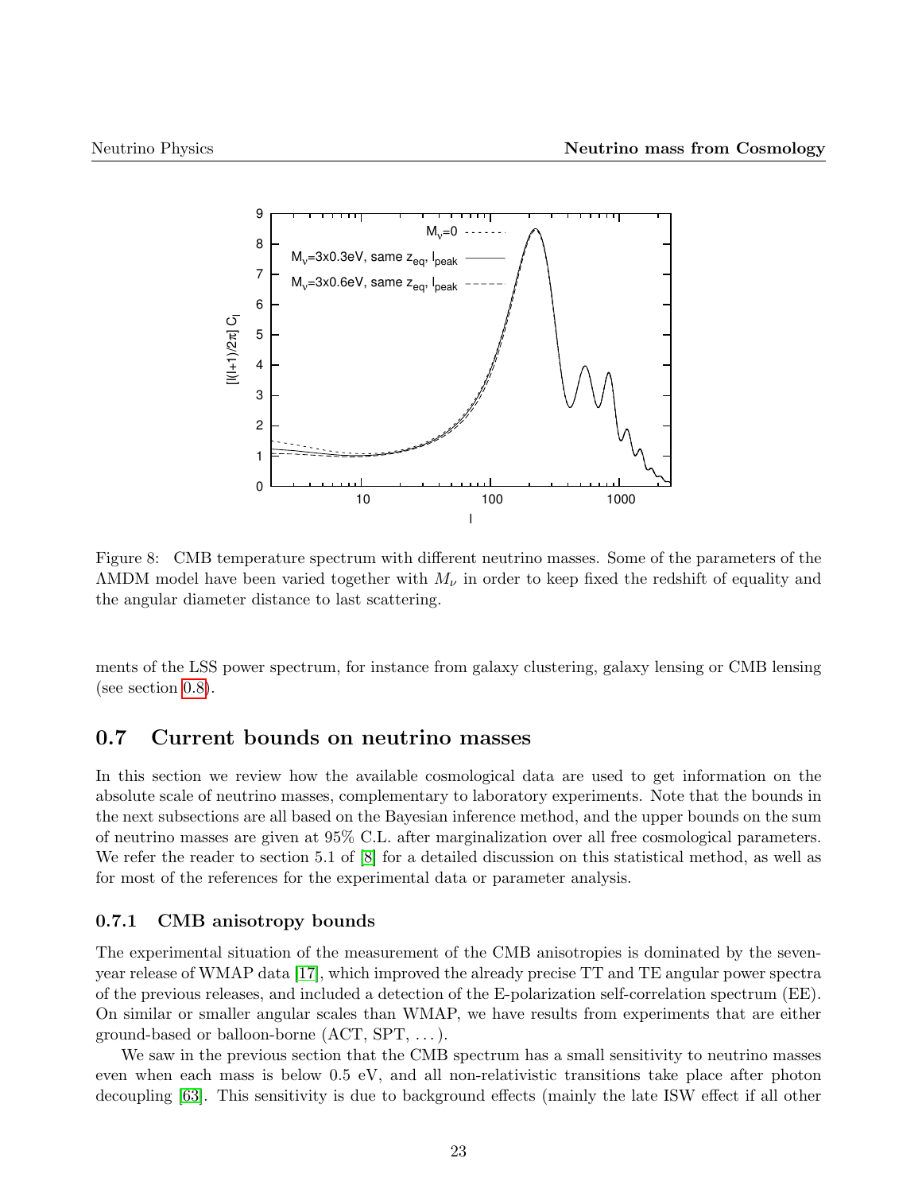Figure 8: CMB temperature spectrum with different neutrino masses. Some of the parameters of the ΛMDM model have been varied together with $M_\nu$ in order to keep fixed the redshift of equality and the angular diameter distance to last scattering.

ments of the LSS power spectrum, for instance from galaxy clustering, galaxy lensing or CMB lensing (see section 0.8).

## 0.7 Current bounds on neutrino masses

In this section we review how the available cosmological data are used to get information on the absolute scale of neutrino masses, complementary to laboratory experiments. Note that the bounds in the next subsections are all based on the Bayesian inference method, and the upper bounds on the sum of neutrino masses are given at 95% C.L. after marginalization over all free cosmological parameters. We refer the reader to section 5.1 of [8] for a detailed discussion on this statistical method, as well as for most of the references for the experimental data or parameter analysis.

### 0.7.1 CMB anisotropy bounds

The experimental situation of the measurement of the CMB anisotropies is dominated by the seven-year release of WMAP data [17], which improved the already precise TT and TE angular power spectra of the previous releases, and included a detection of the E-polarization self-correlation spectrum (EE). On similar or smaller angular scales than WMAP, we have results from experiments that are either ground-based or balloon-borne (ACT, SPT, ...).

We saw in the previous section that the CMB spectrum has a small sensitivity to neutrino masses even when each mass is below 0.5 eV, and all non-relativistic transitions take place after photon decoupling [63]. This sensitivity is due to background effects (mainly the late ISW effect if all other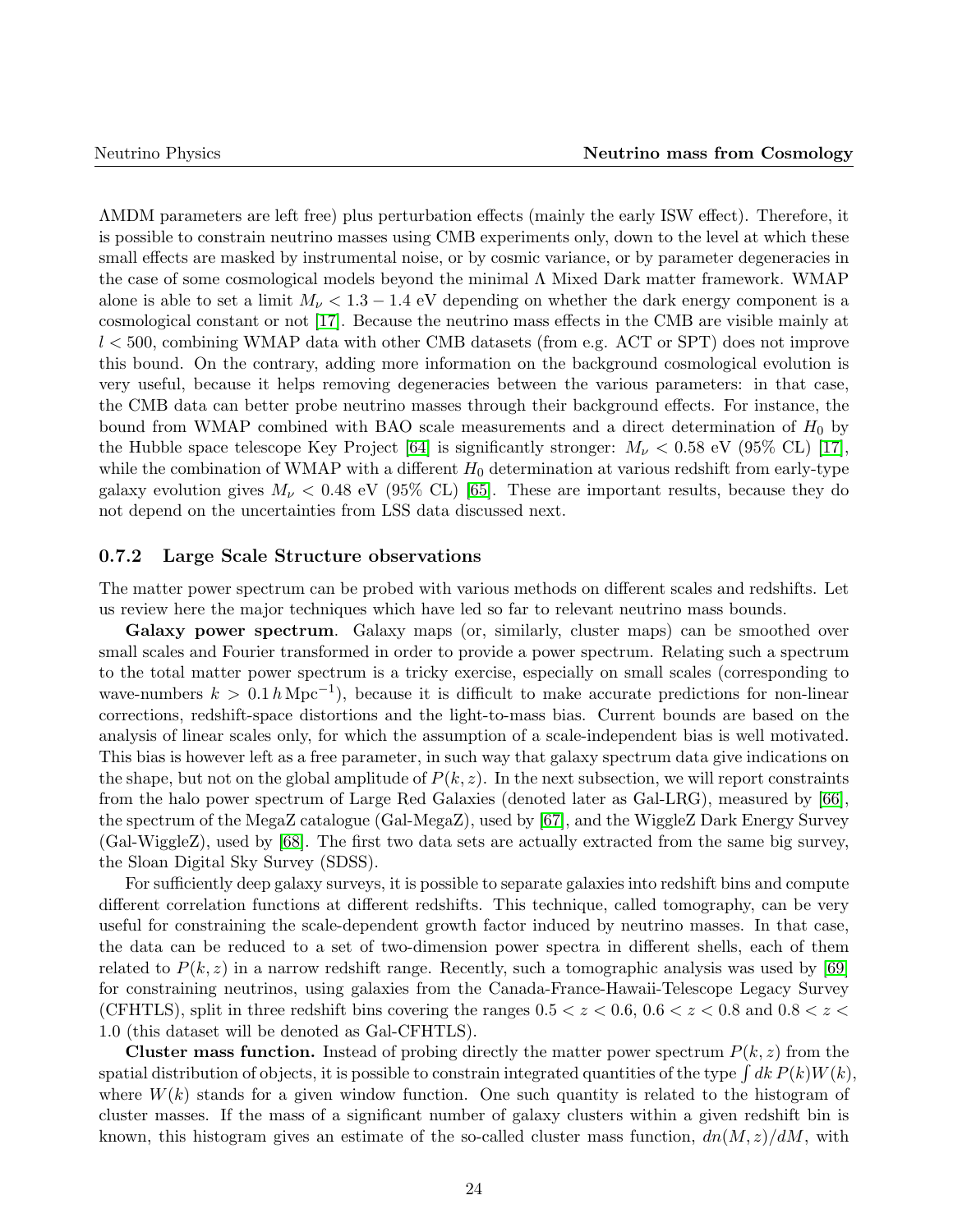ΛMDM parameters are left free) plus perturbation effects (mainly the early ISW effect). Therefore, it is possible to constrain neutrino masses using CMB experiments only, down to the level at which these small effects are masked by instrumental noise, or by cosmic variance, or by parameter degeneracies in the case of some cosmological models beyond the minimal Λ Mixed Dark matter framework. WMAP alone is able to set a limit $M_\nu < 1.3 - 1.4$ eV depending on whether the dark energy component is a cosmological constant or not [17]. Because the neutrino mass effects in the CMB are visible mainly at $l < 500$, combining WMAP data with other CMB datasets (from e.g. ACT or SPT) does not improve this bound. On the contrary, adding more information on the background cosmological evolution is very useful, because it helps removing degeneracies between the various parameters: in that case, the CMB data can better probe neutrino masses through their background effects. For instance, the bound from WMAP combined with BAO scale measurements and a direct determination of $H_0$ by the Hubble space telescope Key Project [64] is significantly stronger: $M_\nu < 0.58$ eV (95% CL) [17], while the combination of WMAP with a different $H_0$ determination at various redshift from early-type galaxy evolution gives $M_\nu < 0.48$ eV (95% CL) [65]. These are important results, because they do not depend on the uncertainties from LSS data discussed next.

### 0.7.2 Large Scale Structure observations

The matter power spectrum can be probed with various methods on different scales and redshifts. Let us review here the major techniques which have led so far to relevant neutrino mass bounds.

**Galaxy power spectrum**. Galaxy maps (or, similarly, cluster maps) can be smoothed over small scales and Fourier transformed in order to provide a power spectrum. Relating such a spectrum to the total matter power spectrum is a tricky exercise, especially on small scales (corresponding to wave-numbers $k > 0.1\,h\,\mathrm{Mpc}^{-1}$), because it is difficult to make accurate predictions for non-linear corrections, redshift-space distortions and the light-to-mass bias. Current bounds are based on the analysis of linear scales only, for which the assumption of a scale-independent bias is well motivated. This bias is however left as a free parameter, in such way that galaxy spectrum data give indications on the shape, but not on the global amplitude of $P(k,z)$. In the next subsection, we will report constraints from the halo power spectrum of Large Red Galaxies (denoted later as Gal-LRG), measured by [66], the spectrum of the MegaZ catalogue (Gal-MegaZ), used by [67], and the WiggleZ Dark Energy Survey (Gal-WiggleZ), used by [68]. The first two data sets are actually extracted from the same big survey, the Sloan Digital Sky Survey (SDSS).

For sufficiently deep galaxy surveys, it is possible to separate galaxies into redshift bins and compute different correlation functions at different redshifts. This technique, called tomography, can be very useful for constraining the scale-dependent growth factor induced by neutrino masses. In that case, the data can be reduced to a set of two-dimension power spectra in different shells, each of them related to $P(k,z)$ in a narrow redshift range. Recently, such a tomographic analysis was used by [69] for constraining neutrinos, using galaxies from the Canada-France-Hawaii-Telescope Legacy Survey (CFHTLS), split in three redshift bins covering the ranges $0.5 < z < 0.6$, $0.6 < z < 0.8$ and $0.8 < z < 1.0$ (this dataset will be denoted as Gal-CFHTLS).

**Cluster mass function.** Instead of probing directly the matter power spectrum $P(k,z)$ from the spatial distribution of objects, it is possible to constrain integrated quantities of the type $\int dk\, P(k)W(k)$, where $W(k)$ stands for a given window function. One such quantity is related to the histogram of cluster masses. If the mass of a significant number of galaxy clusters within a given redshift bin is known, this histogram gives an estimate of the so-called cluster mass function, $dn(M,z)/dM$, with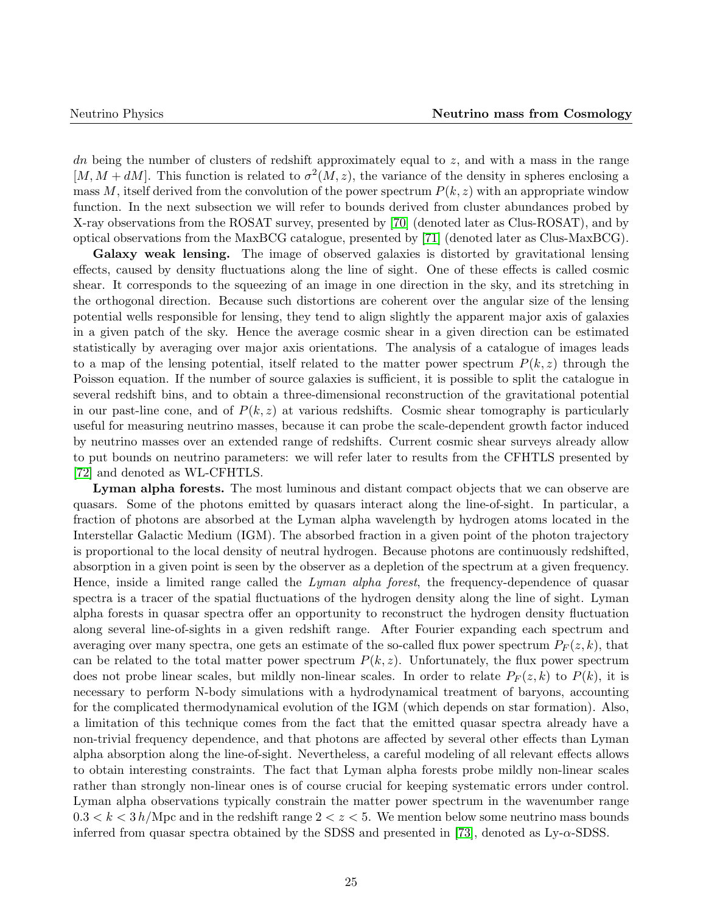$dn$ being the number of clusters of redshift approximately equal to $z$, and with a mass in the range $[M, M + dM]$. This function is related to $\sigma^2(M, z)$, the variance of the density in spheres enclosing a mass $M$, itself derived from the convolution of the power spectrum $P(k, z)$ with an appropriate window function. In the next subsection we will refer to bounds derived from cluster abundances probed by X-ray observations from the ROSAT survey, presented by [70] (denoted later as Clus-ROSAT), and by optical observations from the MaxBCG catalogue, presented by [71] (denoted later as Clus-MaxBCG).

**Galaxy weak lensing.** The image of observed galaxies is distorted by gravitational lensing effects, caused by density fluctuations along the line of sight. One of these effects is called cosmic shear. It corresponds to the squeezing of an image in one direction in the sky, and its stretching in the orthogonal direction. Because such distortions are coherent over the angular size of the lensing potential wells responsible for lensing, they tend to align slightly the apparent major axis of galaxies in a given patch of the sky. Hence the average cosmic shear in a given direction can be estimated statistically by averaging over major axis orientations. The analysis of a catalogue of images leads to a map of the lensing potential, itself related to the matter power spectrum $P(k, z)$ through the Poisson equation. If the number of source galaxies is sufficient, it is possible to split the catalogue in several redshift bins, and to obtain a three-dimensional reconstruction of the gravitational potential in our past-line cone, and of $P(k, z)$ at various redshifts. Cosmic shear tomography is particularly useful for measuring neutrino masses, because it can probe the scale-dependent growth factor induced by neutrino masses over an extended range of redshifts. Current cosmic shear surveys already allow to put bounds on neutrino parameters: we will refer later to results from the CFHTLS presented by [72] and denoted as WL-CFHTLS.

**Lyman alpha forests.** The most luminous and distant compact objects that we can observe are quasars. Some of the photons emitted by quasars interact along the line-of-sight. In particular, a fraction of photons are absorbed at the Lyman alpha wavelength by hydrogen atoms located in the Interstellar Galactic Medium (IGM). The absorbed fraction in a given point of the photon trajectory is proportional to the local density of neutral hydrogen. Because photons are continuously redshifted, absorption in a given point is seen by the observer as a depletion of the spectrum at a given frequency. Hence, inside a limited range called the *Lyman alpha forest*, the frequency-dependence of quasar spectra is a tracer of the spatial fluctuations of the hydrogen density along the line of sight. Lyman alpha forests in quasar spectra offer an opportunity to reconstruct the hydrogen density fluctuation along several line-of-sights in a given redshift range. After Fourier expanding each spectrum and averaging over many spectra, one gets an estimate of the so-called flux power spectrum $P_F(z, k)$, that can be related to the total matter power spectrum $P(k, z)$. Unfortunately, the flux power spectrum does not probe linear scales, but mildly non-linear scales. In order to relate $P_F(z, k)$ to $P(k)$, it is necessary to perform N-body simulations with a hydrodynamical treatment of baryons, accounting for the complicated thermodynamical evolution of the IGM (which depends on star formation). Also, a limitation of this technique comes from the fact that the emitted quasar spectra already have a non-trivial frequency dependence, and that photons are affected by several other effects than Lyman alpha absorption along the line-of-sight. Nevertheless, a careful modeling of all relevant effects allows to obtain interesting constraints. The fact that Lyman alpha forests probe mildly non-linear scales rather than strongly non-linear ones is of course crucial for keeping systematic errors under control. Lyman alpha observations typically constrain the matter power spectrum in the wavenumber range $0.3 < k < 3\,h/\text{Mpc}$ and in the redshift range $2 < z < 5$. We mention below some neutrino mass bounds inferred from quasar spectra obtained by the SDSS and presented in [73], denoted as Ly-$\alpha$-SDSS.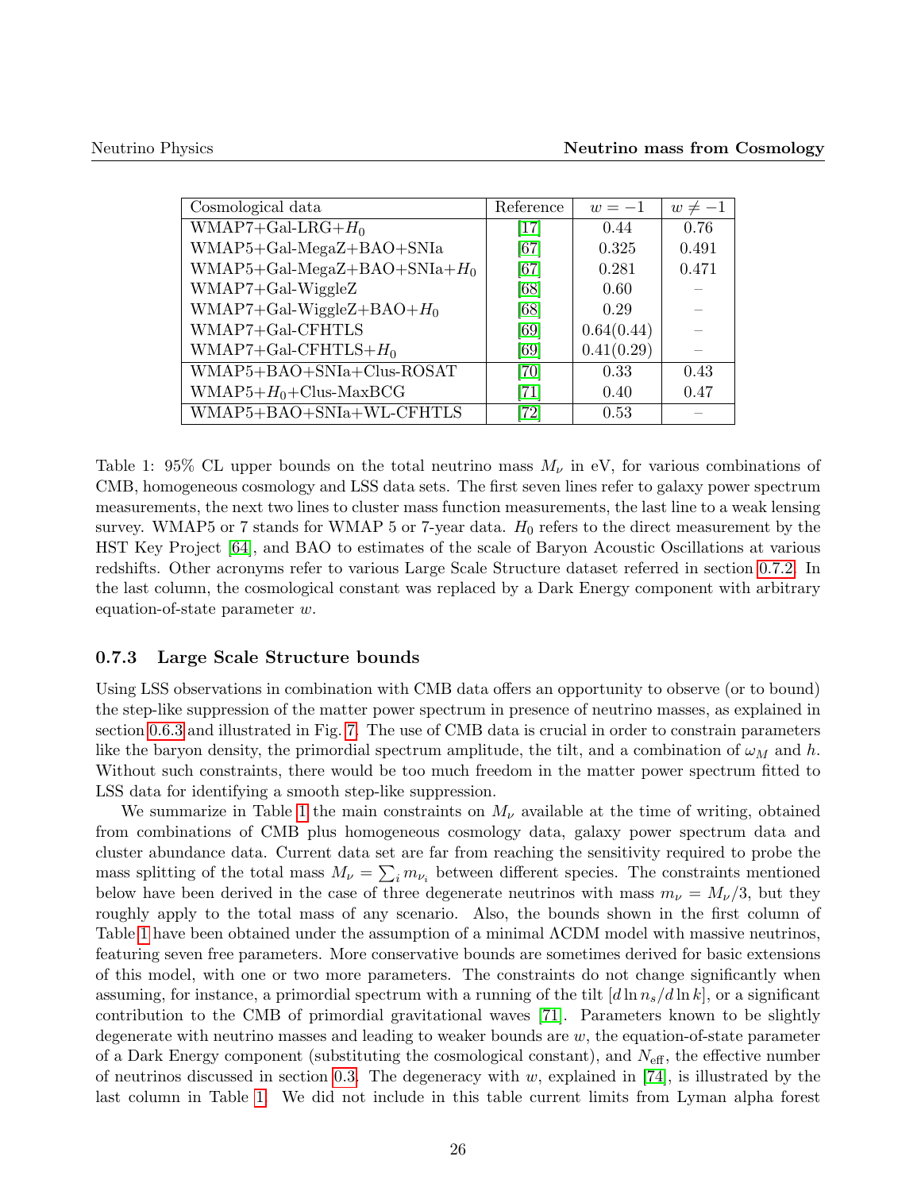| Cosmological data | Reference | $w=-1$ | $w\neq-1$ |
|---|---|---|---|
| WMAP7+Gal-LRG+$H_0$ | [17] | 0.44 | 0.76 |
| WMAP5+Gal-MegaZ+BAO+SNIa | [67] | 0.325 | 0.491 |
| WMAP5+Gal-MegaZ+BAO+SNIa+$H_0$ | [67] | 0.281 | 0.471 |
| WMAP7+Gal-WiggleZ | [68] | 0.60 | – |
| WMAP7+Gal-WiggleZ+BAO+$H_0$ | [68] | 0.29 | – |
| WMAP7+Gal-CFHTLS | [69] | 0.64(0.44) | – |
| WMAP7+Gal-CFHTLS+$H_0$ | [69] | 0.41(0.29) | – |
| WMAP5+BAO+SNIa+Clus-ROSAT | [70] | 0.33 | 0.43 |
| WMAP5+$H_0$+Clus-MaxBCG | [71] | 0.40 | 0.47 |
| WMAP5+BAO+SNIa+WL-CFHTLS | [72] | 0.53 | – |

Table 1: 95% CL upper bounds on the total neutrino mass $M_\nu$ in eV, for various combinations of CMB, homogeneous cosmology and LSS data sets. The first seven lines refer to galaxy power spectrum measurements, the next two lines to cluster mass function measurements, the last line to a weak lensing survey. WMAP5 or 7 stands for WMAP 5 or 7-year data. $H_0$ refers to the direct measurement by the HST Key Project [64], and BAO to estimates of the scale of Baryon Acoustic Oscillations at various redshifts. Other acronyms refer to various Large Scale Structure dataset referred in section 0.7.2. In the last column, the cosmological constant was replaced by a Dark Energy component with arbitrary equation-of-state parameter $w$.

### 0.7.3 Large Scale Structure bounds

Using LSS observations in combination with CMB data offers an opportunity to observe (or to bound) the step-like suppression of the matter power spectrum in presence of neutrino masses, as explained in section 0.6.3 and illustrated in Fig. 7. The use of CMB data is crucial in order to constrain parameters like the baryon density, the primordial spectrum amplitude, the tilt, and a combination of $\omega_M$ and $h$. Without such constraints, there would be too much freedom in the matter power spectrum fitted to LSS data for identifying a smooth step-like suppression.

We summarize in Table 1 the main constraints on $M_\nu$ available at the time of writing, obtained from combinations of CMB plus homogeneous cosmology data, galaxy power spectrum data and cluster abundance data. Current data set are far from reaching the sensitivity required to probe the mass splitting of the total mass $M_\nu = \sum_i m_{\nu_i}$ between different species. The constraints mentioned below have been derived in the case of three degenerate neutrinos with mass $m_\nu = M_\nu/3$, but they roughly apply to the total mass of any scenario. Also, the bounds shown in the first column of Table 1 have been obtained under the assumption of a minimal ΛCDM model with massive neutrinos, featuring seven free parameters. More conservative bounds are sometimes derived for basic extensions of this model, with one or two more parameters. The constraints do not change significantly when assuming, for instance, a primordial spectrum with a running of the tilt $[d\ln n_s/d\ln k]$, or a significant contribution to the CMB of primordial gravitational waves [71]. Parameters known to be slightly degenerate with neutrino masses and leading to weaker bounds are $w$, the equation-of-state parameter of a Dark Energy component (substituting the cosmological constant), and $N_{\rm eff}$, the effective number of neutrinos discussed in section 0.3. The degeneracy with $w$, explained in [74], is illustrated by the last column in Table 1. We did not include in this table current limits from Lyman alpha forest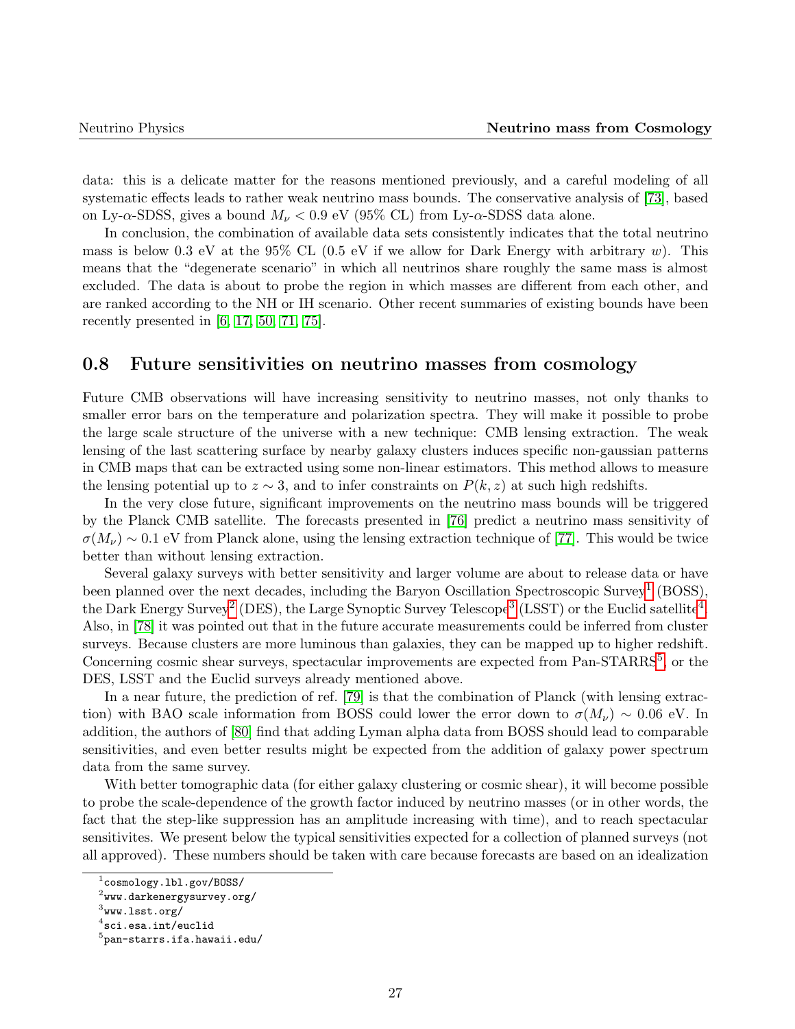data: this is a delicate matter for the reasons mentioned previously, and a careful modeling of all systematic effects leads to rather weak neutrino mass bounds. The conservative analysis of [73], based on Ly-$\alpha$-SDSS, gives a bound $M_\nu < 0.9$ eV (95% CL) from Ly-$\alpha$-SDSS data alone.

In conclusion, the combination of available data sets consistently indicates that the total neutrino mass is below 0.3 eV at the 95% CL (0.5 eV if we allow for Dark Energy with arbitrary $w$). This means that the "degenerate scenario" in which all neutrinos share roughly the same mass is almost excluded. The data is about to probe the region in which masses are different from each other, and are ranked according to the NH or IH scenario. Other recent summaries of existing bounds have been recently presented in [6, 17, 50, 71, 75].

## 0.8 Future sensitivities on neutrino masses from cosmology

Future CMB observations will have increasing sensitivity to neutrino masses, not only thanks to smaller error bars on the temperature and polarization spectra. They will make it possible to probe the large scale structure of the universe with a new technique: CMB lensing extraction. The weak lensing of the last scattering surface by nearby galaxy clusters induces specific non-gaussian patterns in CMB maps that can be extracted using some non-linear estimators. This method allows to measure the lensing potential up to $z \sim 3$, and to infer constraints on $P(k, z)$ at such high redshifts.

In the very close future, significant improvements on the neutrino mass bounds will be triggered by the Planck CMB satellite. The forecasts presented in [76] predict a neutrino mass sensitivity of $\sigma(M_\nu) \sim 0.1$ eV from Planck alone, using the lensing extraction technique of [77]. This would be twice better than without lensing extraction.

Several galaxy surveys with better sensitivity and larger volume are about to release data or have been planned over the next decades, including the Baryon Oscillation Spectroscopic Survey[1] (BOSS), the Dark Energy Survey[2] (DES), the Large Synoptic Survey Telescope[3] (LSST) or the Euclid satellite[4]. Also, in [78] it was pointed out that in the future accurate measurements could be inferred from cluster surveys. Because clusters are more luminous than galaxies, they can be mapped up to higher redshift. Concerning cosmic shear surveys, spectacular improvements are expected from Pan-STARRS[5], or the DES, LSST and the Euclid surveys already mentioned above.

In a near future, the prediction of ref. [79] is that the combination of Planck (with lensing extraction) with BAO scale information from BOSS could lower the error down to $\sigma(M_\nu) \sim 0.06$ eV. In addition, the authors of [80] find that adding Lyman alpha data from BOSS should lead to comparable sensitivities, and even better results might be expected from the addition of galaxy power spectrum data from the same survey.

With better tomographic data (for either galaxy clustering or cosmic shear), it will become possible to probe the scale-dependence of the growth factor induced by neutrino masses (or in other words, the fact that the step-like suppression has an amplitude increasing with time), and to reach spectacular sensitivites. We present below the typical sensitivities expected for a collection of planned surveys (not all approved). These numbers should be taken with care because forecasts are based on an idealization

---

[1] cosmology.lbl.gov/BOSS/

[2] www.darkenergysurvey.org/

[3] www.lsst.org/

[4] sci.esa.int/euclid

[5] pan-starrs.ifa.hawaii.edu/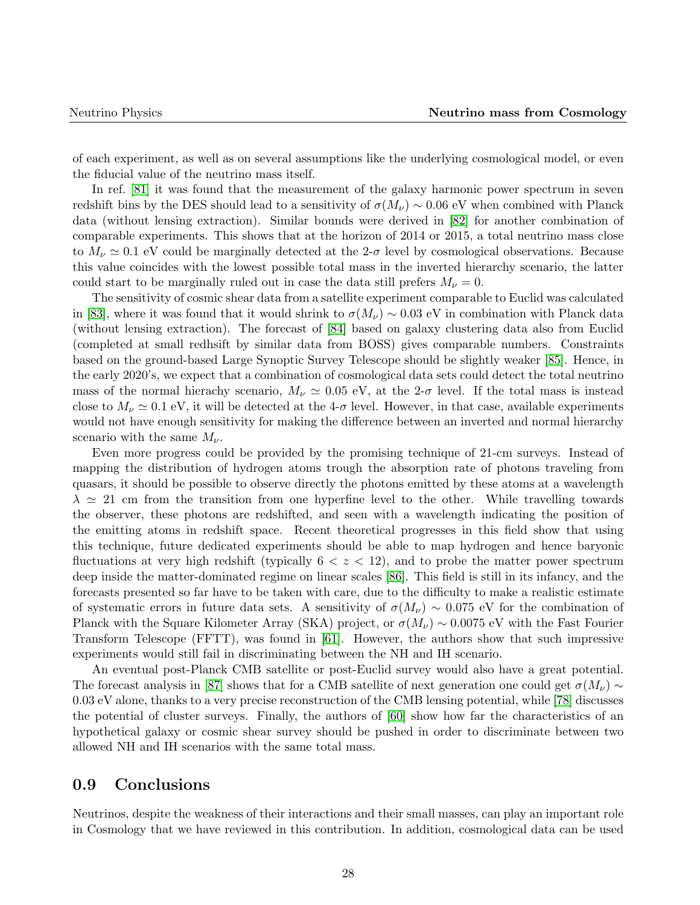of each experiment, as well as on several assumptions like the underlying cosmological model, or even the fiducial value of the neutrino mass itself.

In ref. [81] it was found that the measurement of the galaxy harmonic power spectrum in seven redshift bins by the DES should lead to a sensitivity of $\sigma(M_\nu) \sim 0.06$ eV when combined with Planck data (without lensing extraction). Similar bounds were derived in [82] for another combination of comparable experiments. This shows that at the horizon of 2014 or 2015, a total neutrino mass close to $M_\nu \simeq 0.1$ eV could be marginally detected at the 2-$\sigma$ level by cosmological observations. Because this value coincides with the lowest possible total mass in the inverted hierarchy scenario, the latter could start to be marginally ruled out in case the data still prefers $M_\nu = 0$.

The sensitivity of cosmic shear data from a satellite experiment comparable to Euclid was calculated in [83], where it was found that it would shrink to $\sigma(M_\nu) \sim 0.03$ eV in combination with Planck data (without lensing extraction). The forecast of [84] based on galaxy clustering data also from Euclid (completed at small redhsift by similar data from BOSS) gives comparable numbers. Constraints based on the ground-based Large Synoptic Survey Telescope should be slightly weaker [85]. Hence, in the early 2020's, we expect that a combination of cosmological data sets could detect the total neutrino mass of the normal hierachy scenario, $M_\nu \simeq 0.05$ eV, at the 2-$\sigma$ level. If the total mass is instead close to $M_\nu \simeq 0.1$ eV, it will be detected at the 4-$\sigma$ level. However, in that case, available experiments would not have enough sensitivity for making the difference between an inverted and normal hierarchy scenario with the same $M_\nu$.

Even more progress could be provided by the promising technique of 21-cm surveys. Instead of mapping the distribution of hydrogen atoms trough the absorption rate of photons traveling from quasars, it should be possible to observe directly the photons emitted by these atoms at a wavelength $\lambda \simeq 21$ cm from the transition from one hyperfine level to the other. While travelling towards the observer, these photons are redshifted, and seen with a wavelength indicating the position of the emitting atoms in redshift space. Recent theoretical progresses in this field show that using this technique, future dedicated experiments should be able to map hydrogen and hence baryonic fluctuations at very high redshift (typically $6 < z < 12$), and to probe the matter power spectrum deep inside the matter-dominated regime on linear scales [86]. This field is still in its infancy, and the forecasts presented so far have to be taken with care, due to the difficulty to make a realistic estimate of systematic errors in future data sets. A sensitivity of $\sigma(M_\nu) \sim 0.075$ eV for the combination of Planck with the Square Kilometer Array (SKA) project, or $\sigma(M_\nu) \sim 0.0075$ eV with the Fast Fourier Transform Telescope (FFTT), was found in [61]. However, the authors show that such impressive experiments would still fail in discriminating between the NH and IH scenario.

An eventual post-Planck CMB satellite or post-Euclid survey would also have a great potential. The forecast analysis in [87] shows that for a CMB satellite of next generation one could get $\sigma(M_\nu) \sim 0.03$ eV alone, thanks to a very precise reconstruction of the CMB lensing potential, while [78] discusses the potential of cluster surveys. Finally, the authors of [60] show how far the characteristics of an hypothetical galaxy or cosmic shear survey should be pushed in order to discriminate between two allowed NH and IH scenarios with the same total mass.

## 0.9 Conclusions

Neutrinos, despite the weakness of their interactions and their small masses, can play an important role in Cosmology that we have reviewed in this contribution. In addition, cosmological data can be used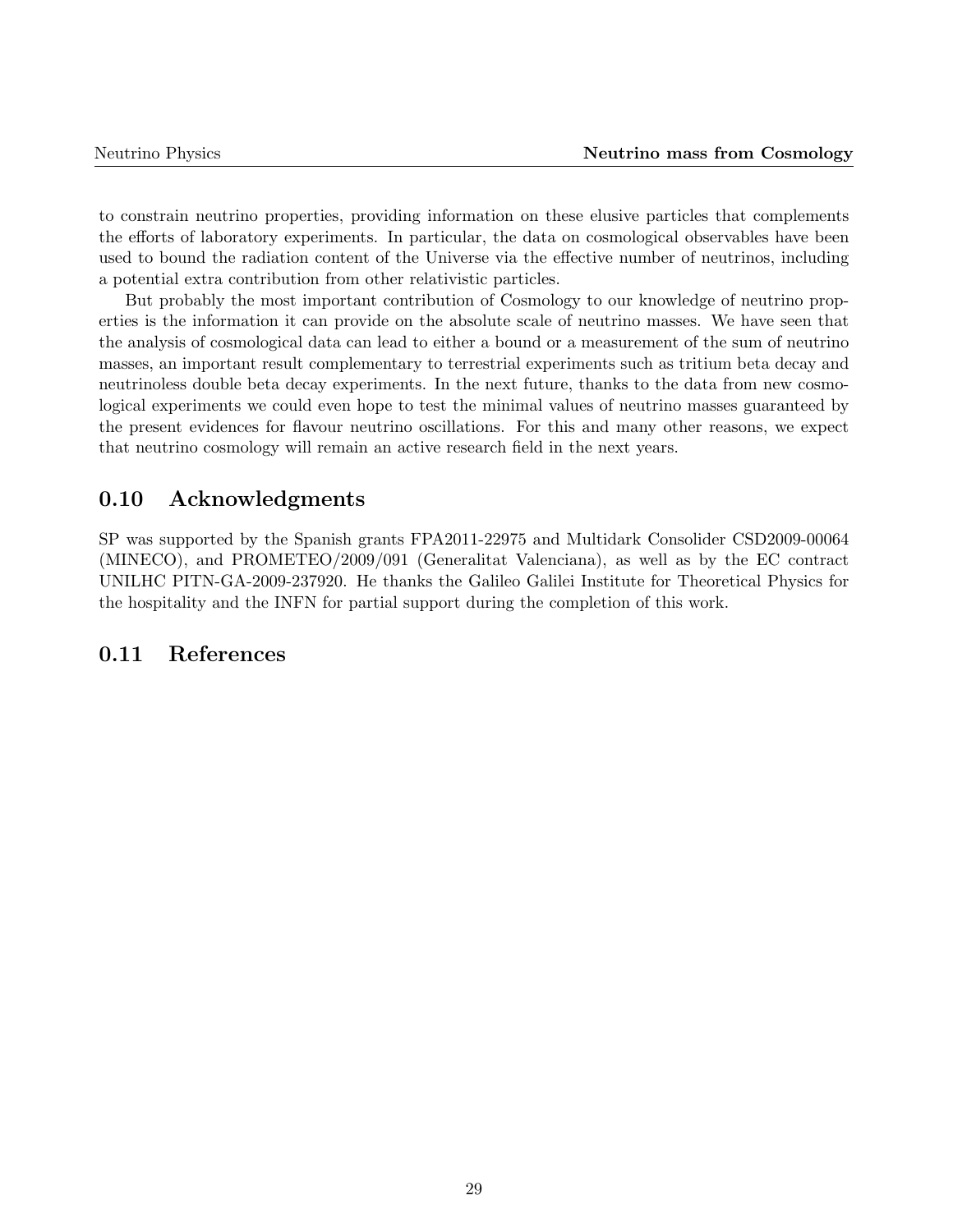to constrain neutrino properties, providing information on these elusive particles that complements the efforts of laboratory experiments. In particular, the data on cosmological observables have been used to bound the radiation content of the Universe via the effective number of neutrinos, including a potential extra contribution from other relativistic particles.

But probably the most important contribution of Cosmology to our knowledge of neutrino properties is the information it can provide on the absolute scale of neutrino masses. We have seen that the analysis of cosmological data can lead to either a bound or a measurement of the sum of neutrino masses, an important result complementary to terrestrial experiments such as tritium beta decay and neutrinoless double beta decay experiments. In the next future, thanks to the data from new cosmological experiments we could even hope to test the minimal values of neutrino masses guaranteed by the present evidences for flavour neutrino oscillations. For this and many other reasons, we expect that neutrino cosmology will remain an active research field in the next years.

## 0.10 Acknowledgments

SP was supported by the Spanish grants FPA2011-22975 and Multidark Consolider CSD2009-00064 (MINECO), and PROMETEO/2009/091 (Generalitat Valenciana), as well as by the EC contract UNILHC PITN-GA-2009-237920. He thanks the Galileo Galilei Institute for Theoretical Physics for the hospitality and the INFN for partial support during the completion of this work.

## 0.11 References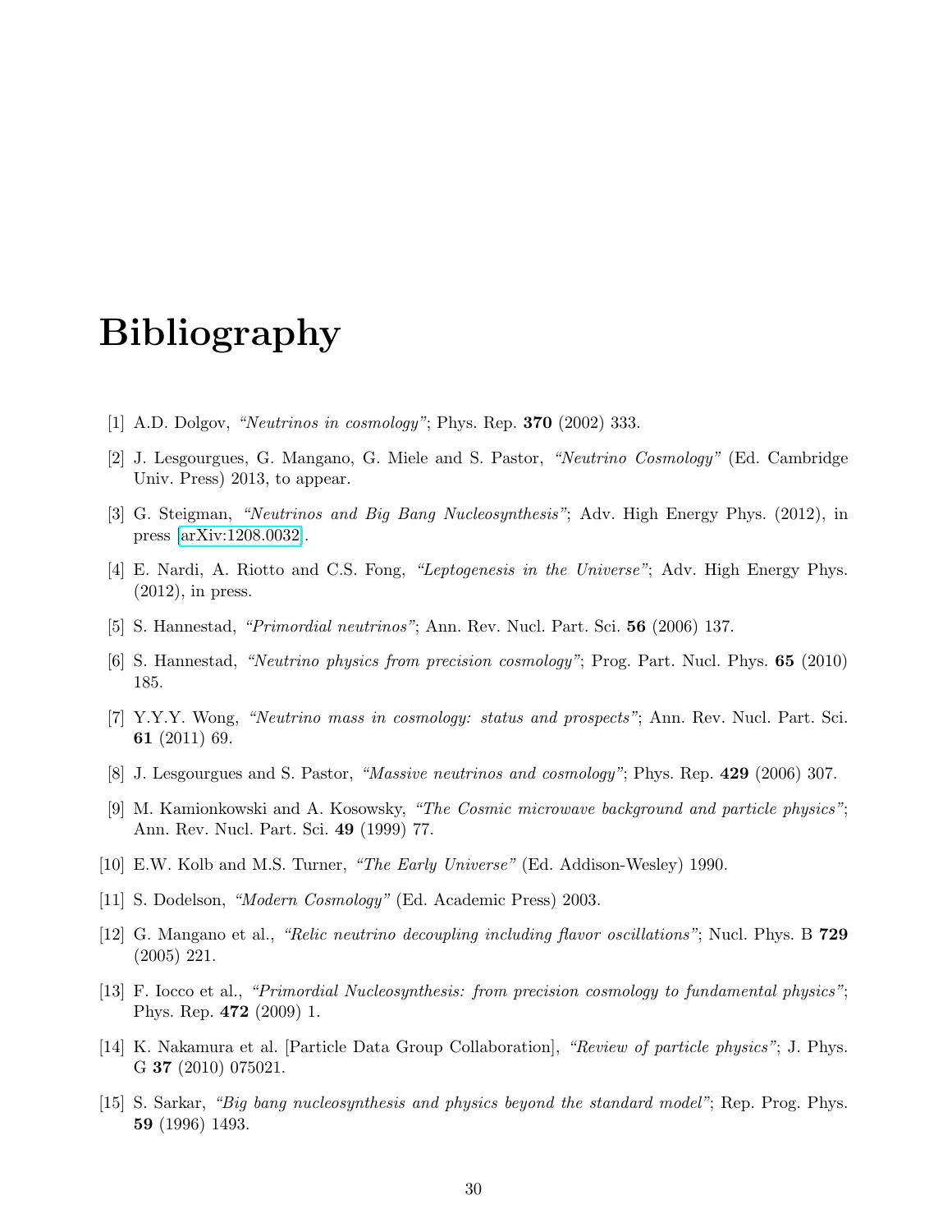# Bibliography

[1] A.D. Dolgov, *"Neutrinos in cosmology"*; Phys. Rep. **370** (2002) 333.

[2] J. Lesgourgues, G. Mangano, G. Miele and S. Pastor, *"Neutrino Cosmology"* (Ed. Cambridge Univ. Press) 2013, to appear.

[3] G. Steigman, *"Neutrinos and Big Bang Nucleosynthesis"*; Adv. High Energy Phys. (2012), in press [arXiv:1208.0032].

[4] E. Nardi, A. Riotto and C.S. Fong, *"Leptogenesis in the Universe"*; Adv. High Energy Phys. (2012), in press.

[5] S. Hannestad, *"Primordial neutrinos"*; Ann. Rev. Nucl. Part. Sci. **56** (2006) 137.

[6] S. Hannestad, *"Neutrino physics from precision cosmology"*; Prog. Part. Nucl. Phys. **65** (2010) 185.

[7] Y.Y.Y. Wong, *"Neutrino mass in cosmology: status and prospects"*; Ann. Rev. Nucl. Part. Sci. **61** (2011) 69.

[8] J. Lesgourgues and S. Pastor, *"Massive neutrinos and cosmology"*; Phys. Rep. **429** (2006) 307.

[9] M. Kamionkowski and A. Kosowsky, *"The Cosmic microwave background and particle physics"*; Ann. Rev. Nucl. Part. Sci. **49** (1999) 77.

[10] E.W. Kolb and M.S. Turner, *"The Early Universe"* (Ed. Addison-Wesley) 1990.

[11] S. Dodelson, *"Modern Cosmology"* (Ed. Academic Press) 2003.

[12] G. Mangano et al., *"Relic neutrino decoupling including flavor oscillations"*; Nucl. Phys. B **729** (2005) 221.

[13] F. Iocco et al., *"Primordial Nucleosynthesis: from precision cosmology to fundamental physics"*; Phys. Rep. **472** (2009) 1.

[14] K. Nakamura et al. [Particle Data Group Collaboration], *"Review of particle physics"*; J. Phys. G **37** (2010) 075021.

[15] S. Sarkar, *"Big bang nucleosynthesis and physics beyond the standard model"*; Rep. Prog. Phys. **59** (1996) 1493.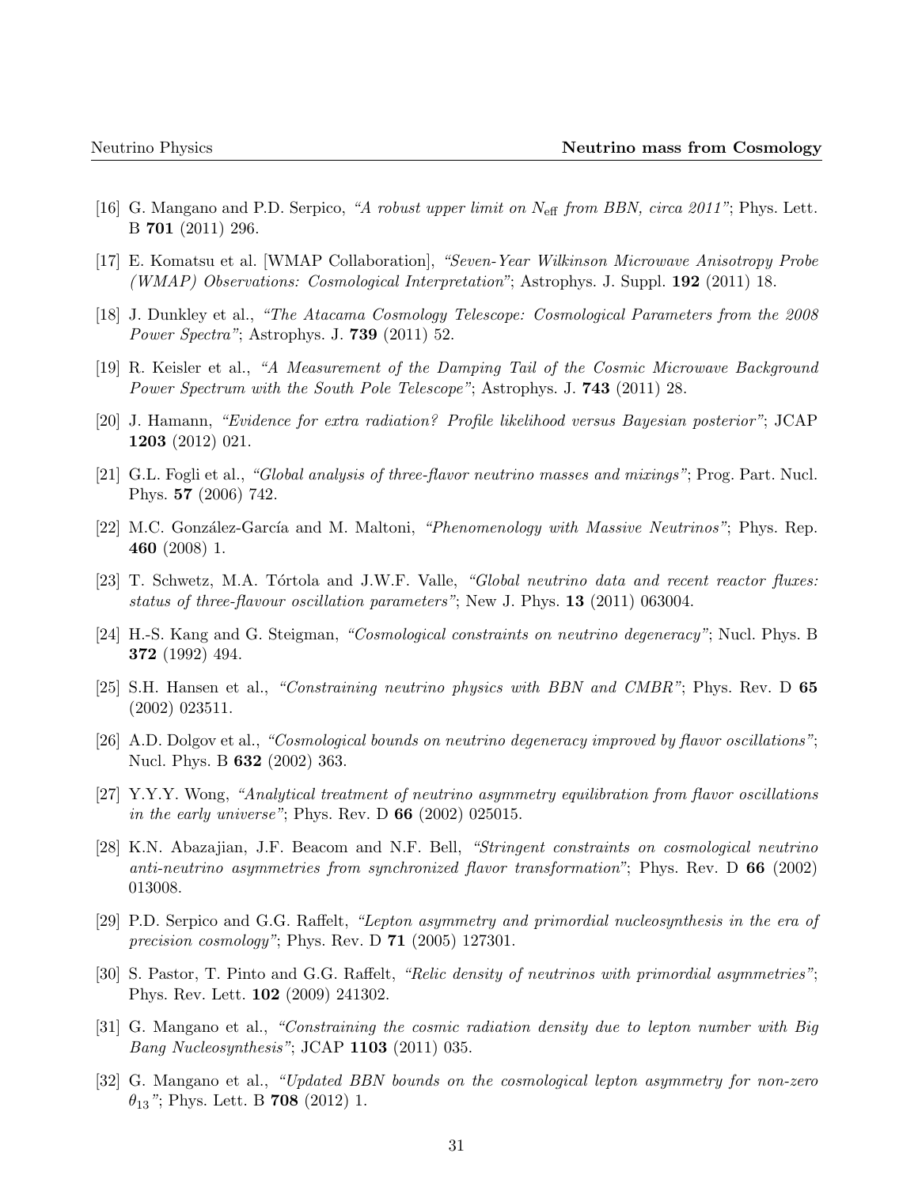[16] G. Mangano and P.D. Serpico, *"A robust upper limit on $N_{\rm eff}$ from BBN, circa 2011"*; Phys. Lett. B **701** (2011) 296.

[17] E. Komatsu et al. [WMAP Collaboration], *"Seven-Year Wilkinson Microwave Anisotropy Probe (WMAP) Observations: Cosmological Interpretation"*; Astrophys. J. Suppl. **192** (2011) 18.

[18] J. Dunkley et al., *"The Atacama Cosmology Telescope: Cosmological Parameters from the 2008 Power Spectra"*; Astrophys. J. **739** (2011) 52.

[19] R. Keisler et al., *"A Measurement of the Damping Tail of the Cosmic Microwave Background Power Spectrum with the South Pole Telescope"*; Astrophys. J. **743** (2011) 28.

[20] J. Hamann, *"Evidence for extra radiation? Profile likelihood versus Bayesian posterior"*; JCAP **1203** (2012) 021.

[21] G.L. Fogli et al., *"Global analysis of three-flavor neutrino masses and mixings"*; Prog. Part. Nucl. Phys. **57** (2006) 742.

[22] M.C. González-García and M. Maltoni, *"Phenomenology with Massive Neutrinos"*; Phys. Rep. **460** (2008) 1.

[23] T. Schwetz, M.A. Tórtola and J.W.F. Valle, *"Global neutrino data and recent reactor fluxes: status of three-flavour oscillation parameters"*; New J. Phys. **13** (2011) 063004.

[24] H.-S. Kang and G. Steigman, *"Cosmological constraints on neutrino degeneracy"*; Nucl. Phys. B **372** (1992) 494.

[25] S.H. Hansen et al., *"Constraining neutrino physics with BBN and CMBR"*; Phys. Rev. D **65** (2002) 023511.

[26] A.D. Dolgov et al., *"Cosmological bounds on neutrino degeneracy improved by flavor oscillations"*; Nucl. Phys. B **632** (2002) 363.

[27] Y.Y.Y. Wong, *"Analytical treatment of neutrino asymmetry equilibration from flavor oscillations in the early universe"*; Phys. Rev. D **66** (2002) 025015.

[28] K.N. Abazajian, J.F. Beacom and N.F. Bell, *"Stringent constraints on cosmological neutrino anti-neutrino asymmetries from synchronized flavor transformation"*; Phys. Rev. D **66** (2002) 013008.

[29] P.D. Serpico and G.G. Raffelt, *"Lepton asymmetry and primordial nucleosynthesis in the era of precision cosmology"*; Phys. Rev. D **71** (2005) 127301.

[30] S. Pastor, T. Pinto and G.G. Raffelt, *"Relic density of neutrinos with primordial asymmetries"*; Phys. Rev. Lett. **102** (2009) 241302.

[31] G. Mangano et al., *"Constraining the cosmic radiation density due to lepton number with Big Bang Nucleosynthesis"*; JCAP **1103** (2011) 035.

[32] G. Mangano et al., *"Updated BBN bounds on the cosmological lepton asymmetry for non-zero $\theta_{13}$"*; Phys. Lett. B **708** (2012) 1.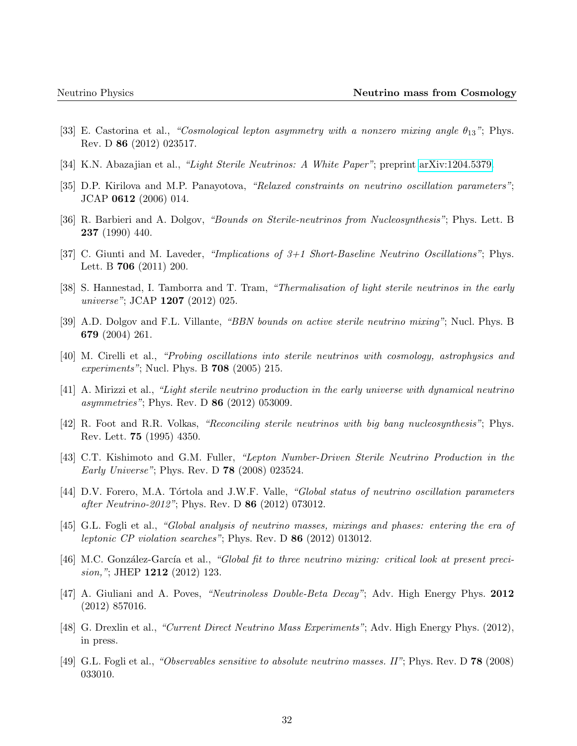[33] E. Castorina et al., *"Cosmological lepton asymmetry with a nonzero mixing angle $\theta_{13}$"*; Phys. Rev. D **86** (2012) 023517.

[34] K.N. Abazajian et al., *"Light Sterile Neutrinos: A White Paper"*; preprint arXiv:1204.5379.

[35] D.P. Kirilova and M.P. Panayotova, *"Relaxed constraints on neutrino oscillation parameters"*; JCAP **0612** (2006) 014.

[36] R. Barbieri and A. Dolgov, *"Bounds on Sterile-neutrinos from Nucleosynthesis"*; Phys. Lett. B **237** (1990) 440.

[37] C. Giunti and M. Laveder, *"Implications of 3+1 Short-Baseline Neutrino Oscillations"*; Phys. Lett. B **706** (2011) 200.

[38] S. Hannestad, I. Tamborra and T. Tram, *"Thermalisation of light sterile neutrinos in the early universe"*; JCAP **1207** (2012) 025.

[39] A.D. Dolgov and F.L. Villante, *"BBN bounds on active sterile neutrino mixing"*; Nucl. Phys. B **679** (2004) 261.

[40] M. Cirelli et al., *"Probing oscillations into sterile neutrinos with cosmology, astrophysics and experiments"*; Nucl. Phys. B **708** (2005) 215.

[41] A. Mirizzi et al., *"Light sterile neutrino production in the early universe with dynamical neutrino asymmetries"*; Phys. Rev. D **86** (2012) 053009.

[42] R. Foot and R.R. Volkas, *"Reconciling sterile neutrinos with big bang nucleosynthesis"*; Phys. Rev. Lett. **75** (1995) 4350.

[43] C.T. Kishimoto and G.M. Fuller, *"Lepton Number-Driven Sterile Neutrino Production in the Early Universe"*; Phys. Rev. D **78** (2008) 023524.

[44] D.V. Forero, M.A. Tórtola and J.W.F. Valle, *"Global status of neutrino oscillation parameters after Neutrino-2012"*; Phys. Rev. D **86** (2012) 073012.

[45] G.L. Fogli et al., *"Global analysis of neutrino masses, mixings and phases: entering the era of leptonic CP violation searches"*; Phys. Rev. D **86** (2012) 013012.

[46] M.C. González-García et al., *"Global fit to three neutrino mixing: critical look at present precision,"*; JHEP **1212** (2012) 123.

[47] A. Giuliani and A. Poves, *"Neutrinoless Double-Beta Decay"*; Adv. High Energy Phys. **2012** (2012) 857016.

[48] G. Drexlin et al., *"Current Direct Neutrino Mass Experiments"*; Adv. High Energy Phys. (2012), in press.

[49] G.L. Fogli et al., *"Observables sensitive to absolute neutrino masses. II"*; Phys. Rev. D **78** (2008) 033010.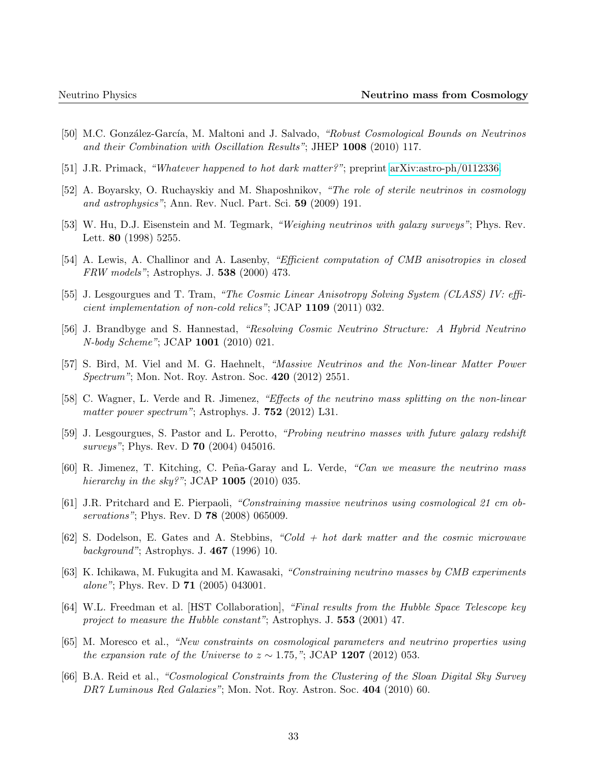[50] M.C. González-García, M. Maltoni and J. Salvado, *"Robust Cosmological Bounds on Neutrinos and their Combination with Oscillation Results"*; JHEP **1008** (2010) 117.

[51] J.R. Primack, *"Whatever happened to hot dark matter?"*; preprint arXiv:astro-ph/0112336.

[52] A. Boyarsky, O. Ruchayskiy and M. Shaposhnikov, *"The role of sterile neutrinos in cosmology and astrophysics"*; Ann. Rev. Nucl. Part. Sci. **59** (2009) 191.

[53] W. Hu, D.J. Eisenstein and M. Tegmark, *"Weighing neutrinos with galaxy surveys"*; Phys. Rev. Lett. **80** (1998) 5255.

[54] A. Lewis, A. Challinor and A. Lasenby, *"Efficient computation of CMB anisotropies in closed FRW models"*; Astrophys. J. **538** (2000) 473.

[55] J. Lesgourgues and T. Tram, *"The Cosmic Linear Anisotropy Solving System (CLASS) IV: efficient implementation of non-cold relics"*; JCAP **1109** (2011) 032.

[56] J. Brandbyge and S. Hannestad, *"Resolving Cosmic Neutrino Structure: A Hybrid Neutrino N-body Scheme"*; JCAP **1001** (2010) 021.

[57] S. Bird, M. Viel and M. G. Haehnelt, *"Massive Neutrinos and the Non-linear Matter Power Spectrum"*; Mon. Not. Roy. Astron. Soc. **420** (2012) 2551.

[58] C. Wagner, L. Verde and R. Jimenez, *"Effects of the neutrino mass splitting on the non-linear matter power spectrum"*; Astrophys. J. **752** (2012) L31.

[59] J. Lesgourgues, S. Pastor and L. Perotto, *"Probing neutrino masses with future galaxy redshift surveys"*; Phys. Rev. D **70** (2004) 045016.

[60] R. Jimenez, T. Kitching, C. Peña-Garay and L. Verde, *"Can we measure the neutrino mass hierarchy in the sky?"*; JCAP **1005** (2010) 035.

[61] J.R. Pritchard and E. Pierpaoli, *"Constraining massive neutrinos using cosmological 21 cm observations"*; Phys. Rev. D **78** (2008) 065009.

[62] S. Dodelson, E. Gates and A. Stebbins, *"Cold + hot dark matter and the cosmic microwave background"*; Astrophys. J. **467** (1996) 10.

[63] K. Ichikawa, M. Fukugita and M. Kawasaki, *"Constraining neutrino masses by CMB experiments alone"*; Phys. Rev. D **71** (2005) 043001.

[64] W.L. Freedman et al. [HST Collaboration], *"Final results from the Hubble Space Telescope key project to measure the Hubble constant"*; Astrophys. J. **553** (2001) 47.

[65] M. Moresco et al., *"New constraints on cosmological parameters and neutrino properties using the expansion rate of the Universe to $z \sim 1.75$,"*; JCAP **1207** (2012) 053.

[66] B.A. Reid et al., *"Cosmological Constraints from the Clustering of the Sloan Digital Sky Survey DR7 Luminous Red Galaxies"*; Mon. Not. Roy. Astron. Soc. **404** (2010) 60.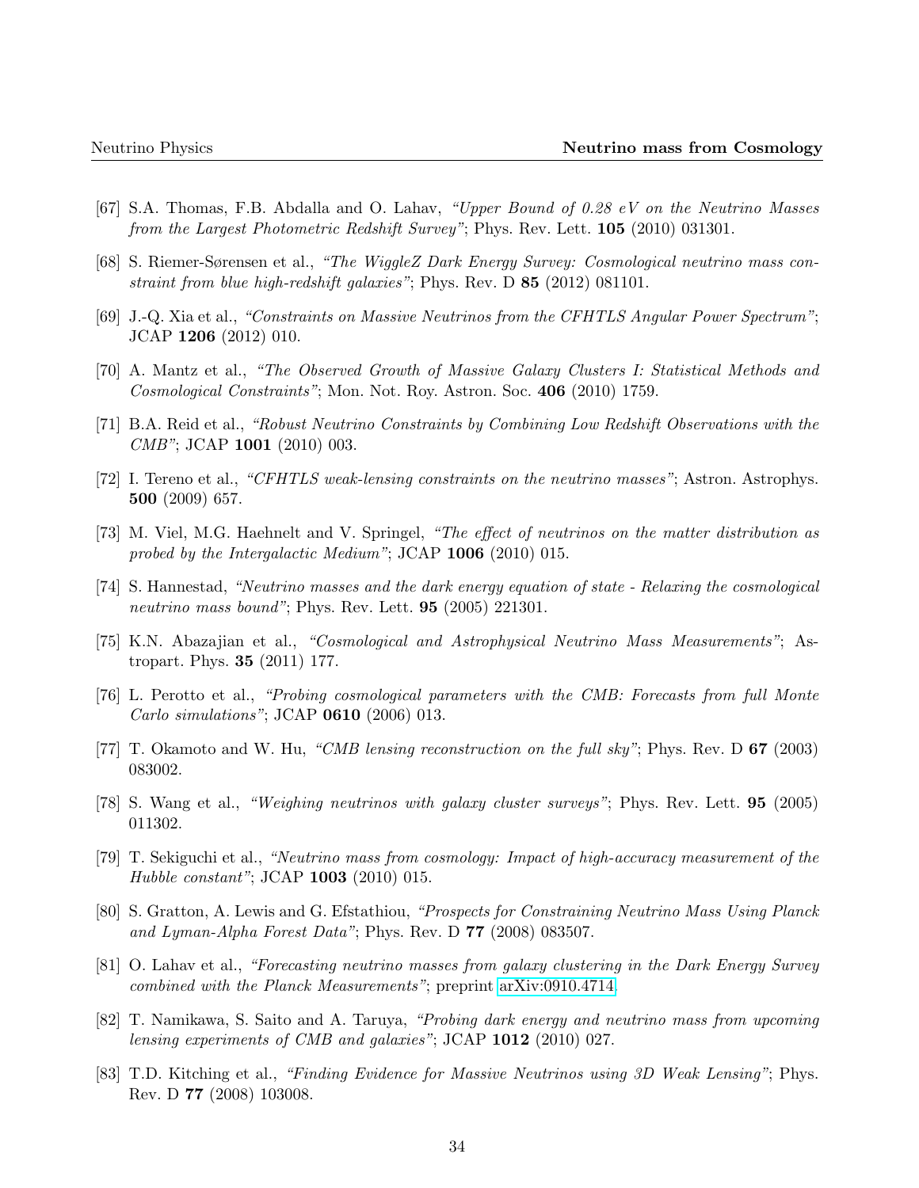[67] S.A. Thomas, F.B. Abdalla and O. Lahav, *"Upper Bound of 0.28 eV on the Neutrino Masses from the Largest Photometric Redshift Survey"*; Phys. Rev. Lett. **105** (2010) 031301.

[68] S. Riemer-Sørensen et al., *"The WiggleZ Dark Energy Survey: Cosmological neutrino mass constraint from blue high-redshift galaxies"*; Phys. Rev. D **85** (2012) 081101.

[69] J.-Q. Xia et al., *"Constraints on Massive Neutrinos from the CFHTLS Angular Power Spectrum"*; JCAP **1206** (2012) 010.

[70] A. Mantz et al., *"The Observed Growth of Massive Galaxy Clusters I: Statistical Methods and Cosmological Constraints"*; Mon. Not. Roy. Astron. Soc. **406** (2010) 1759.

[71] B.A. Reid et al., *"Robust Neutrino Constraints by Combining Low Redshift Observations with the CMB"*; JCAP **1001** (2010) 003.

[72] I. Tereno et al., *"CFHTLS weak-lensing constraints on the neutrino masses"*; Astron. Astrophys. **500** (2009) 657.

[73] M. Viel, M.G. Haehnelt and V. Springel, *"The effect of neutrinos on the matter distribution as probed by the Intergalactic Medium"*; JCAP **1006** (2010) 015.

[74] S. Hannestad, *"Neutrino masses and the dark energy equation of state - Relaxing the cosmological neutrino mass bound"*; Phys. Rev. Lett. **95** (2005) 221301.

[75] K.N. Abazajian et al., *"Cosmological and Astrophysical Neutrino Mass Measurements"*; Astropart. Phys. **35** (2011) 177.

[76] L. Perotto et al., *"Probing cosmological parameters with the CMB: Forecasts from full Monte Carlo simulations"*; JCAP **0610** (2006) 013.

[77] T. Okamoto and W. Hu, *"CMB lensing reconstruction on the full sky"*; Phys. Rev. D **67** (2003) 083002.

[78] S. Wang et al., *"Weighing neutrinos with galaxy cluster surveys"*; Phys. Rev. Lett. **95** (2005) 011302.

[79] T. Sekiguchi et al., *"Neutrino mass from cosmology: Impact of high-accuracy measurement of the Hubble constant"*; JCAP **1003** (2010) 015.

[80] S. Gratton, A. Lewis and G. Efstathiou, *"Prospects for Constraining Neutrino Mass Using Planck and Lyman-Alpha Forest Data"*; Phys. Rev. D **77** (2008) 083507.

[81] O. Lahav et al., *"Forecasting neutrino masses from galaxy clustering in the Dark Energy Survey combined with the Planck Measurements"*; preprint arXiv:0910.4714.

[82] T. Namikawa, S. Saito and A. Taruya, *"Probing dark energy and neutrino mass from upcoming lensing experiments of CMB and galaxies"*; JCAP **1012** (2010) 027.

[83] T.D. Kitching et al., *"Finding Evidence for Massive Neutrinos using 3D Weak Lensing"*; Phys. Rev. D **77** (2008) 103008.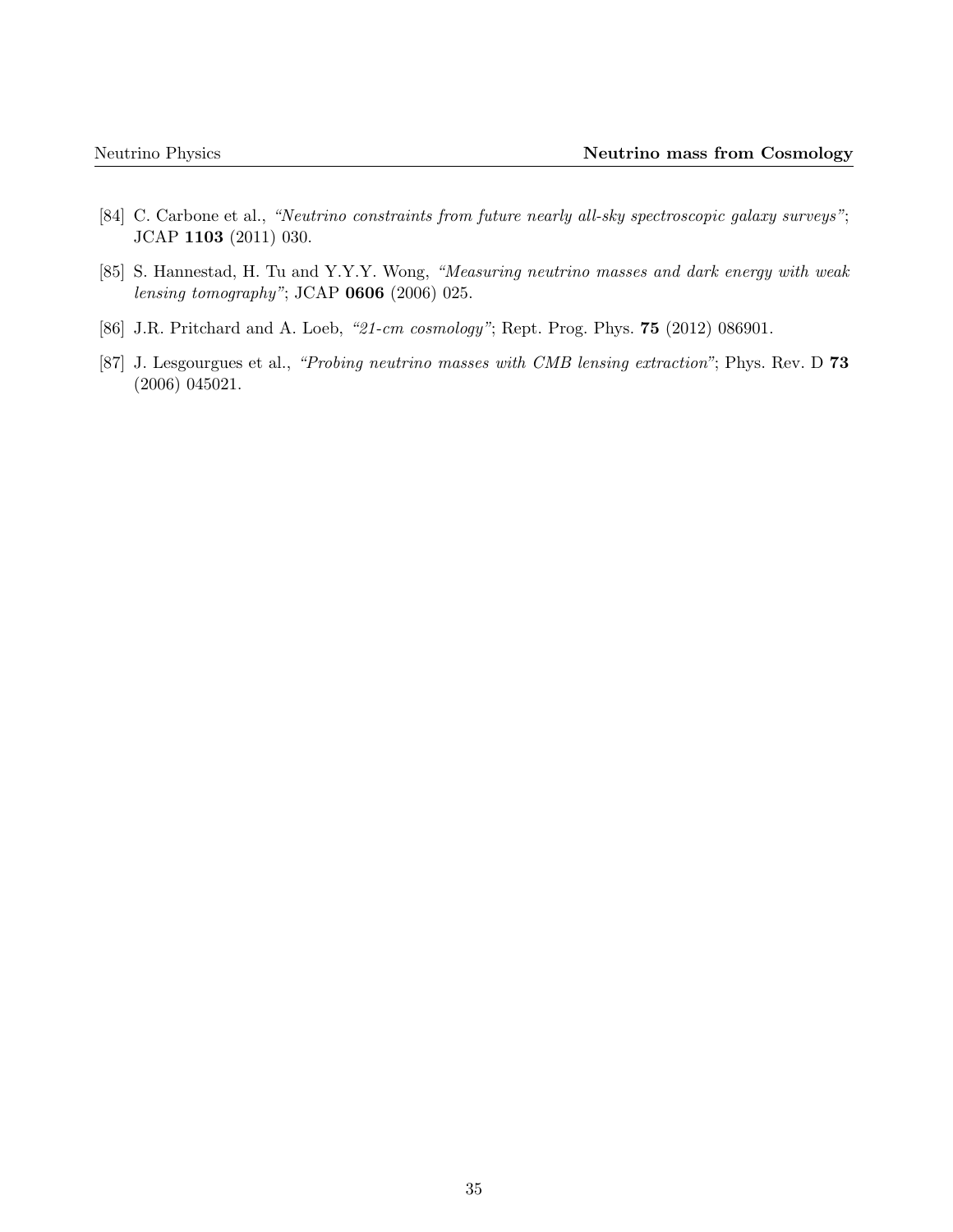[84] C. Carbone et al., *"Neutrino constraints from future nearly all-sky spectroscopic galaxy surveys"*; JCAP **1103** (2011) 030.

[85] S. Hannestad, H. Tu and Y.Y.Y. Wong, *"Measuring neutrino masses and dark energy with weak lensing tomography"*; JCAP **0606** (2006) 025.

[86] J.R. Pritchard and A. Loeb, *"21-cm cosmology"*; Rept. Prog. Phys. **75** (2012) 086901.

[87] J. Lesgourgues et al., *"Probing neutrino masses with CMB lensing extraction"*; Phys. Rev. D **73** (2006) 045021.